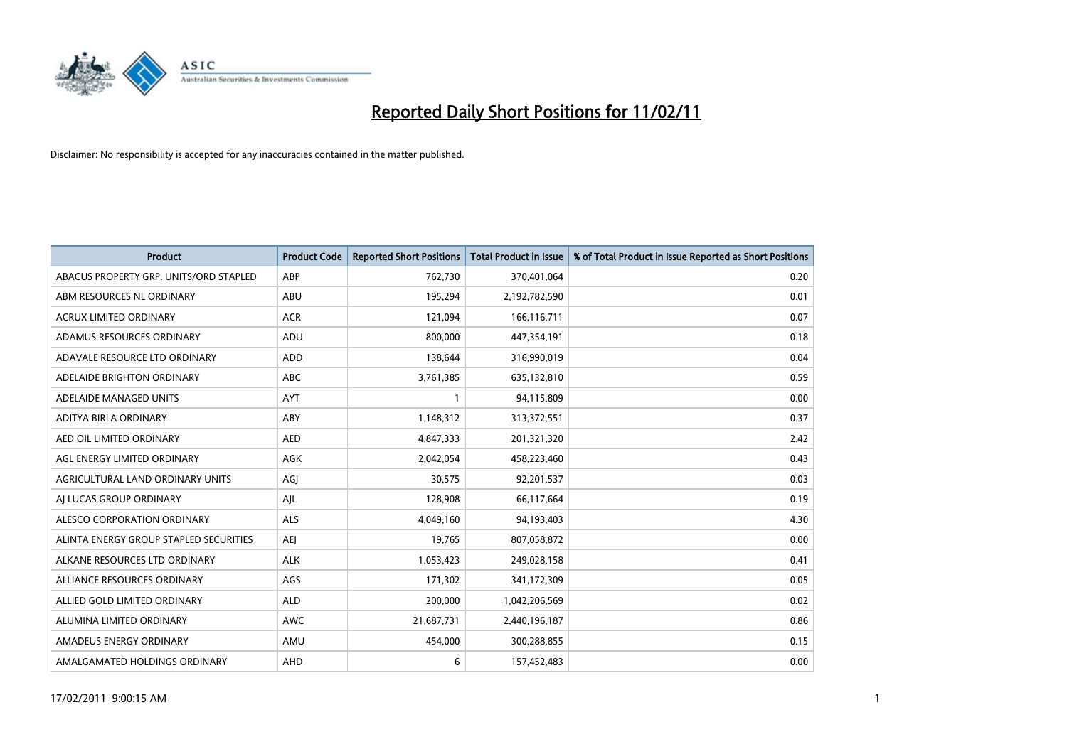# Reported Daily Short Positions for 11/02/11

Disclaimer: No responsibility is accepted for any inaccuracies contained in the matter published.

| Product | Product Code | Reported Short Positions | Total Product in Issue | % of Total Product in Issue Reported as Short Positions |
|---|---|---|---|---|
| ABACUS PROPERTY GRP. UNITS/ORD STAPLED | ABP | 762,730 | 370,401,064 | 0.20 |
| ABM RESOURCES NL ORDINARY | ABU | 195,294 | 2,192,782,590 | 0.01 |
| ACRUX LIMITED ORDINARY | ACR | 121,094 | 166,116,711 | 0.07 |
| ADAMUS RESOURCES ORDINARY | ADU | 800,000 | 447,354,191 | 0.18 |
| ADAVALE RESOURCE LTD ORDINARY | ADD | 138,644 | 316,990,019 | 0.04 |
| ADELAIDE BRIGHTON ORDINARY | ABC | 3,761,385 | 635,132,810 | 0.59 |
| ADELAIDE MANAGED UNITS | AYT | 1 | 94,115,809 | 0.00 |
| ADITYA BIRLA ORDINARY | ABY | 1,148,312 | 313,372,551 | 0.37 |
| AED OIL LIMITED ORDINARY | AED | 4,847,333 | 201,321,320 | 2.42 |
| AGL ENERGY LIMITED ORDINARY | AGK | 2,042,054 | 458,223,460 | 0.43 |
| AGRICULTURAL LAND ORDINARY UNITS | AGJ | 30,575 | 92,201,537 | 0.03 |
| AJ LUCAS GROUP ORDINARY | AJL | 128,908 | 66,117,664 | 0.19 |
| ALESCO CORPORATION ORDINARY | ALS | 4,049,160 | 94,193,403 | 4.30 |
| ALINTA ENERGY GROUP STAPLED SECURITIES | AEJ | 19,765 | 807,058,872 | 0.00 |
| ALKANE RESOURCES LTD ORDINARY | ALK | 1,053,423 | 249,028,158 | 0.41 |
| ALLIANCE RESOURCES ORDINARY | AGS | 171,302 | 341,172,309 | 0.05 |
| ALLIED GOLD LIMITED ORDINARY | ALD | 200,000 | 1,042,206,569 | 0.02 |
| ALUMINA LIMITED ORDINARY | AWC | 21,687,731 | 2,440,196,187 | 0.86 |
| AMADEUS ENERGY ORDINARY | AMU | 454,000 | 300,288,855 | 0.15 |
| AMALGAMATED HOLDINGS ORDINARY | AHD | 6 | 157,452,483 | 0.00 |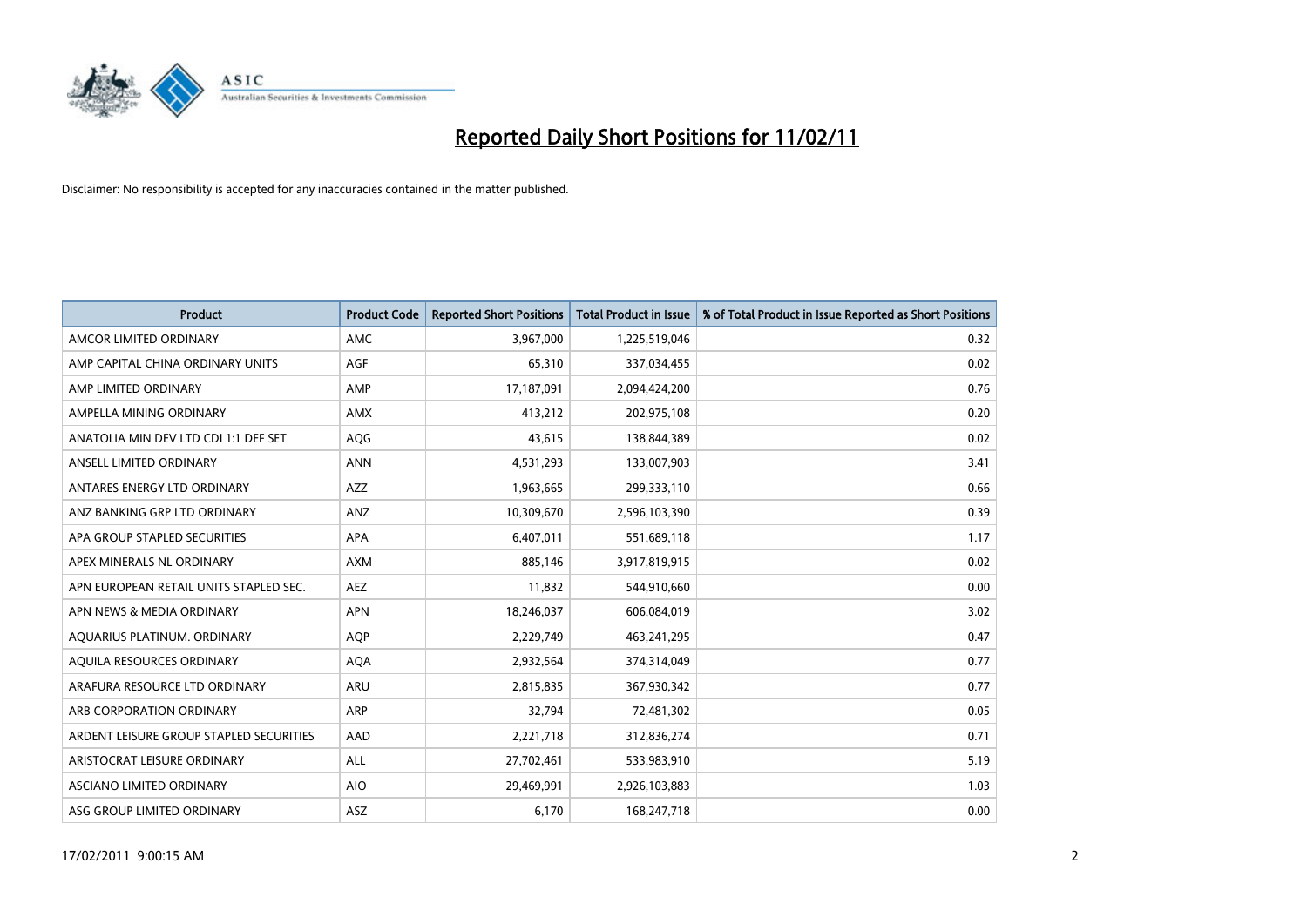# Reported Daily Short Positions for 11/02/11

Disclaimer: No responsibility is accepted for any inaccuracies contained in the matter published.

| Product | Product Code | Reported Short Positions | Total Product in Issue | % of Total Product in Issue Reported as Short Positions |
|---|---|---|---|---|
| AMCOR LIMITED ORDINARY | AMC | 3,967,000 | 1,225,519,046 | 0.32 |
| AMP CAPITAL CHINA ORDINARY UNITS | AGF | 65,310 | 337,034,455 | 0.02 |
| AMP LIMITED ORDINARY | AMP | 17,187,091 | 2,094,424,200 | 0.76 |
| AMPELLA MINING ORDINARY | AMX | 413,212 | 202,975,108 | 0.20 |
| ANATOLIA MIN DEV LTD CDI 1:1 DEF SET | AQG | 43,615 | 138,844,389 | 0.02 |
| ANSELL LIMITED ORDINARY | ANN | 4,531,293 | 133,007,903 | 3.41 |
| ANTARES ENERGY LTD ORDINARY | AZZ | 1,963,665 | 299,333,110 | 0.66 |
| ANZ BANKING GRP LTD ORDINARY | ANZ | 10,309,670 | 2,596,103,390 | 0.39 |
| APA GROUP STAPLED SECURITIES | APA | 6,407,011 | 551,689,118 | 1.17 |
| APEX MINERALS NL ORDINARY | AXM | 885,146 | 3,917,819,915 | 0.02 |
| APN EUROPEAN RETAIL UNITS STAPLED SEC. | AEZ | 11,832 | 544,910,660 | 0.00 |
| APN NEWS & MEDIA ORDINARY | APN | 18,246,037 | 606,084,019 | 3.02 |
| AQUARIUS PLATINUM. ORDINARY | AQP | 2,229,749 | 463,241,295 | 0.47 |
| AQUILA RESOURCES ORDINARY | AQA | 2,932,564 | 374,314,049 | 0.77 |
| ARAFURA RESOURCE LTD ORDINARY | ARU | 2,815,835 | 367,930,342 | 0.77 |
| ARB CORPORATION ORDINARY | ARP | 32,794 | 72,481,302 | 0.05 |
| ARDENT LEISURE GROUP STAPLED SECURITIES | AAD | 2,221,718 | 312,836,274 | 0.71 |
| ARISTOCRAT LEISURE ORDINARY | ALL | 27,702,461 | 533,983,910 | 5.19 |
| ASCIANO LIMITED ORDINARY | AIO | 29,469,991 | 2,926,103,883 | 1.03 |
| ASG GROUP LIMITED ORDINARY | ASZ | 6,170 | 168,247,718 | 0.00 |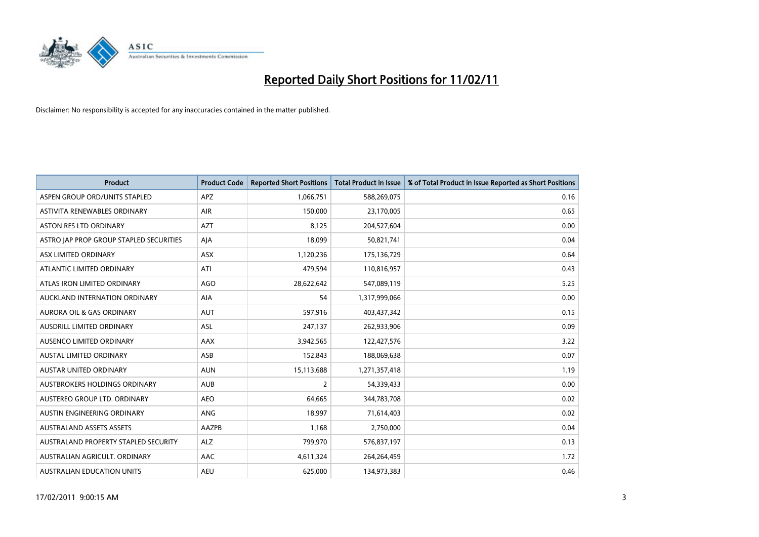# Reported Daily Short Positions for 11/02/11

Disclaimer: No responsibility is accepted for any inaccuracies contained in the matter published.

| Product | Product Code | Reported Short Positions | Total Product in Issue | % of Total Product in Issue Reported as Short Positions |
|---|---|---|---|---|
| ASPEN GROUP ORD/UNITS STAPLED | APZ | 1,066,751 | 588,269,075 | 0.16 |
| ASTIVITA RENEWABLES ORDINARY | AIR | 150,000 | 23,170,005 | 0.65 |
| ASTON RES LTD ORDINARY | AZT | 8,125 | 204,527,604 | 0.00 |
| ASTRO JAP PROP GROUP STAPLED SECURITIES | AJA | 18,099 | 50,821,741 | 0.04 |
| ASX LIMITED ORDINARY | ASX | 1,120,236 | 175,136,729 | 0.64 |
| ATLANTIC LIMITED ORDINARY | ATI | 479,594 | 110,816,957 | 0.43 |
| ATLAS IRON LIMITED ORDINARY | AGO | 28,622,642 | 547,089,119 | 5.25 |
| AUCKLAND INTERNATION ORDINARY | AIA | 54 | 1,317,999,066 | 0.00 |
| AURORA OIL & GAS ORDINARY | AUT | 597,916 | 403,437,342 | 0.15 |
| AUSDRILL LIMITED ORDINARY | ASL | 247,137 | 262,933,906 | 0.09 |
| AUSENCO LIMITED ORDINARY | AAX | 3,942,565 | 122,427,576 | 3.22 |
| AUSTAL LIMITED ORDINARY | ASB | 152,843 | 188,069,638 | 0.07 |
| AUSTAR UNITED ORDINARY | AUN | 15,113,688 | 1,271,357,418 | 1.19 |
| AUSTBROKERS HOLDINGS ORDINARY | AUB | 2 | 54,339,433 | 0.00 |
| AUSTEREO GROUP LTD. ORDINARY | AEO | 64,665 | 344,783,708 | 0.02 |
| AUSTIN ENGINEERING ORDINARY | ANG | 18,997 | 71,614,403 | 0.02 |
| AUSTRALAND ASSETS ASSETS | AAZPB | 1,168 | 2,750,000 | 0.04 |
| AUSTRALAND PROPERTY STAPLED SECURITY | ALZ | 799,970 | 576,837,197 | 0.13 |
| AUSTRALIAN AGRICULT. ORDINARY | AAC | 4,611,324 | 264,264,459 | 1.72 |
| AUSTRALIAN EDUCATION UNITS | AEU | 625,000 | 134,973,383 | 0.46 |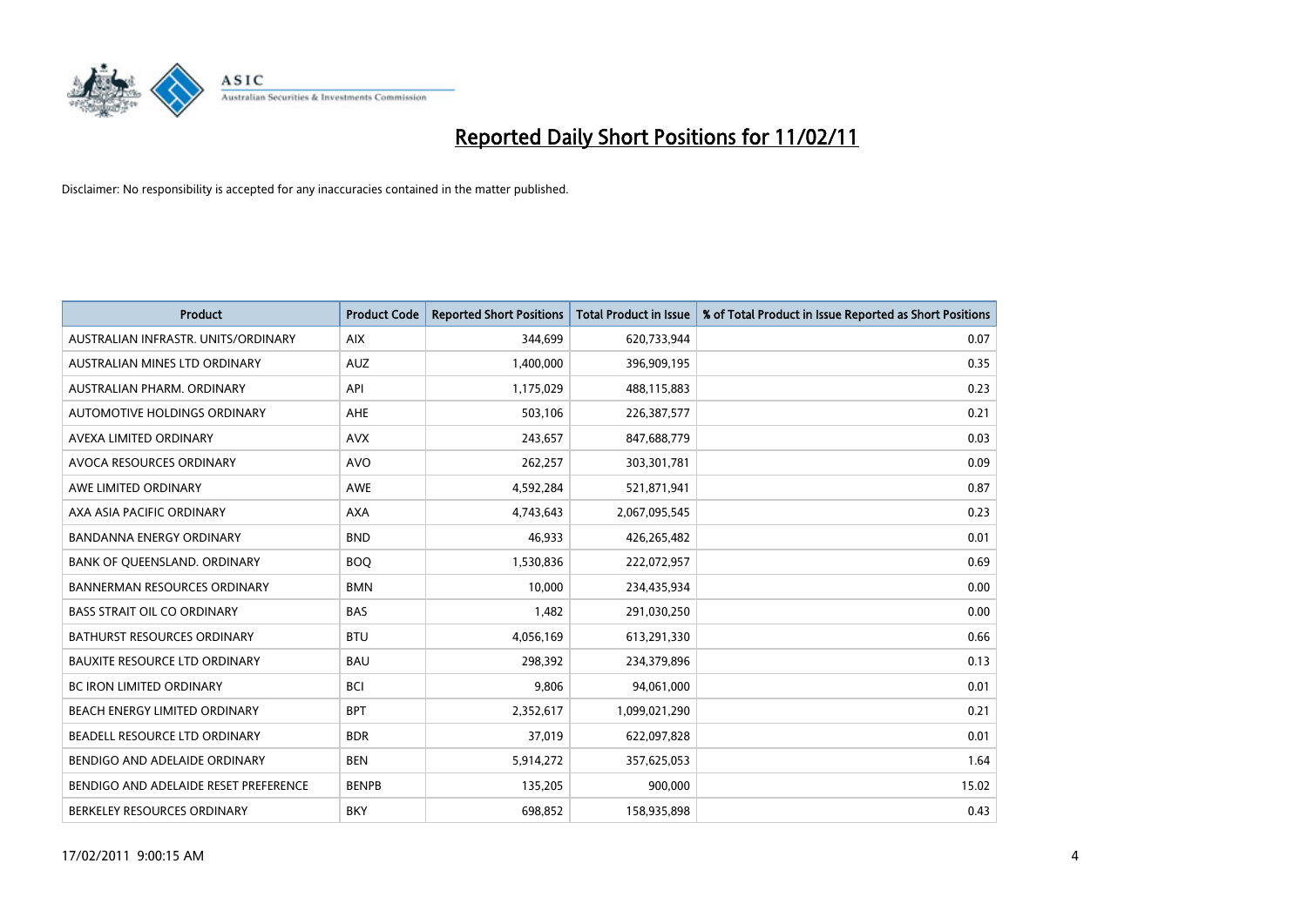# Reported Daily Short Positions for 11/02/11

Disclaimer: No responsibility is accepted for any inaccuracies contained in the matter published.

| Product | Product Code | Reported Short Positions | Total Product in Issue | % of Total Product in Issue Reported as Short Positions |
| --- | --- | --- | --- | --- |
| AUSTRALIAN INFRASTR. UNITS/ORDINARY | AIX | 344,699 | 620,733,944 | 0.07 |
| AUSTRALIAN MINES LTD ORDINARY | AUZ | 1,400,000 | 396,909,195 | 0.35 |
| AUSTRALIAN PHARM. ORDINARY | API | 1,175,029 | 488,115,883 | 0.23 |
| AUTOMOTIVE HOLDINGS ORDINARY | AHE | 503,106 | 226,387,577 | 0.21 |
| AVEXA LIMITED ORDINARY | AVX | 243,657 | 847,688,779 | 0.03 |
| AVOCA RESOURCES ORDINARY | AVO | 262,257 | 303,301,781 | 0.09 |
| AWE LIMITED ORDINARY | AWE | 4,592,284 | 521,871,941 | 0.87 |
| AXA ASIA PACIFIC ORDINARY | AXA | 4,743,643 | 2,067,095,545 | 0.23 |
| BANDANNA ENERGY ORDINARY | BND | 46,933 | 426,265,482 | 0.01 |
| BANK OF QUEENSLAND. ORDINARY | BOQ | 1,530,836 | 222,072,957 | 0.69 |
| BANNERMAN RESOURCES ORDINARY | BMN | 10,000 | 234,435,934 | 0.00 |
| BASS STRAIT OIL CO ORDINARY | BAS | 1,482 | 291,030,250 | 0.00 |
| BATHURST RESOURCES ORDINARY | BTU | 4,056,169 | 613,291,330 | 0.66 |
| BAUXITE RESOURCE LTD ORDINARY | BAU | 298,392 | 234,379,896 | 0.13 |
| BC IRON LIMITED ORDINARY | BCI | 9,806 | 94,061,000 | 0.01 |
| BEACH ENERGY LIMITED ORDINARY | BPT | 2,352,617 | 1,099,021,290 | 0.21 |
| BEADELL RESOURCE LTD ORDINARY | BDR | 37,019 | 622,097,828 | 0.01 |
| BENDIGO AND ADELAIDE ORDINARY | BEN | 5,914,272 | 357,625,053 | 1.64 |
| BENDIGO AND ADELAIDE RESET PREFERENCE | BENPB | 135,205 | 900,000 | 15.02 |
| BERKELEY RESOURCES ORDINARY | BKY | 698,852 | 158,935,898 | 0.43 |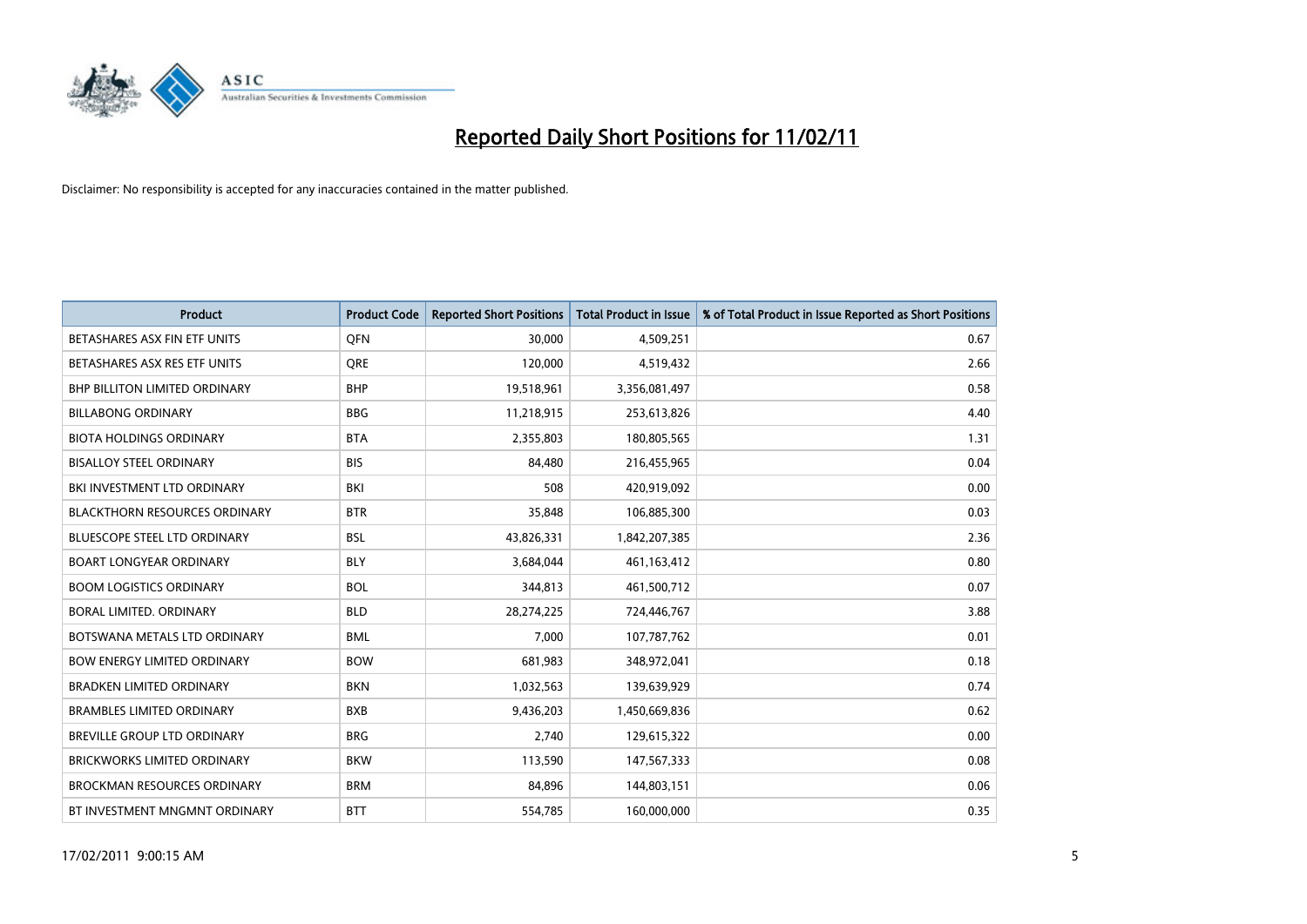# Reported Daily Short Positions for 11/02/11

Disclaimer: No responsibility is accepted for any inaccuracies contained in the matter published.

| Product | Product Code | Reported Short Positions | Total Product in Issue | % of Total Product in Issue Reported as Short Positions |
|---|---|---|---|---|
| BETASHARES ASX FIN ETF UNITS | QFN | 30,000 | 4,509,251 | 0.67 |
| BETASHARES ASX RES ETF UNITS | QRE | 120,000 | 4,519,432 | 2.66 |
| BHP BILLITON LIMITED ORDINARY | BHP | 19,518,961 | 3,356,081,497 | 0.58 |
| BILLABONG ORDINARY | BBG | 11,218,915 | 253,613,826 | 4.40 |
| BIOTA HOLDINGS ORDINARY | BTA | 2,355,803 | 180,805,565 | 1.31 |
| BISALLOY STEEL ORDINARY | BIS | 84,480 | 216,455,965 | 0.04 |
| BKI INVESTMENT LTD ORDINARY | BKI | 508 | 420,919,092 | 0.00 |
| BLACKTHORN RESOURCES ORDINARY | BTR | 35,848 | 106,885,300 | 0.03 |
| BLUESCOPE STEEL LTD ORDINARY | BSL | 43,826,331 | 1,842,207,385 | 2.36 |
| BOART LONGYEAR ORDINARY | BLY | 3,684,044 | 461,163,412 | 0.80 |
| BOOM LOGISTICS ORDINARY | BOL | 344,813 | 461,500,712 | 0.07 |
| BORAL LIMITED. ORDINARY | BLD | 28,274,225 | 724,446,767 | 3.88 |
| BOTSWANA METALS LTD ORDINARY | BML | 7,000 | 107,787,762 | 0.01 |
| BOW ENERGY LIMITED ORDINARY | BOW | 681,983 | 348,972,041 | 0.18 |
| BRADKEN LIMITED ORDINARY | BKN | 1,032,563 | 139,639,929 | 0.74 |
| BRAMBLES LIMITED ORDINARY | BXB | 9,436,203 | 1,450,669,836 | 0.62 |
| BREVILLE GROUP LTD ORDINARY | BRG | 2,740 | 129,615,322 | 0.00 |
| BRICKWORKS LIMITED ORDINARY | BKW | 113,590 | 147,567,333 | 0.08 |
| BROCKMAN RESOURCES ORDINARY | BRM | 84,896 | 144,803,151 | 0.06 |
| BT INVESTMENT MNGMNT ORDINARY | BTT | 554,785 | 160,000,000 | 0.35 |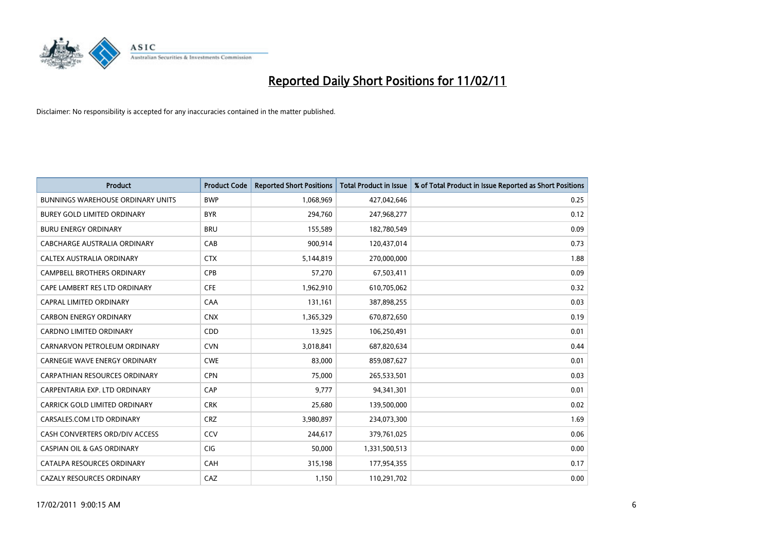# Reported Daily Short Positions for 11/02/11

Disclaimer: No responsibility is accepted for any inaccuracies contained in the matter published.

| Product | Product Code | Reported Short Positions | Total Product in Issue | % of Total Product in Issue Reported as Short Positions |
|---|---|---|---|---|
| BUNNINGS WAREHOUSE ORDINARY UNITS | BWP | 1,068,969 | 427,042,646 | 0.25 |
| BUREY GOLD LIMITED ORDINARY | BYR | 294,760 | 247,968,277 | 0.12 |
| BURU ENERGY ORDINARY | BRU | 155,589 | 182,780,549 | 0.09 |
| CABCHARGE AUSTRALIA ORDINARY | CAB | 900,914 | 120,437,014 | 0.73 |
| CALTEX AUSTRALIA ORDINARY | CTX | 5,144,819 | 270,000,000 | 1.88 |
| CAMPBELL BROTHERS ORDINARY | CPB | 57,270 | 67,503,411 | 0.09 |
| CAPE LAMBERT RES LTD ORDINARY | CFE | 1,962,910 | 610,705,062 | 0.32 |
| CAPRAL LIMITED ORDINARY | CAA | 131,161 | 387,898,255 | 0.03 |
| CARBON ENERGY ORDINARY | CNX | 1,365,329 | 670,872,650 | 0.19 |
| CARDNO LIMITED ORDINARY | CDD | 13,925 | 106,250,491 | 0.01 |
| CARNARVON PETROLEUM ORDINARY | CVN | 3,018,841 | 687,820,634 | 0.44 |
| CARNEGIE WAVE ENERGY ORDINARY | CWE | 83,000 | 859,087,627 | 0.01 |
| CARPATHIAN RESOURCES ORDINARY | CPN | 75,000 | 265,533,501 | 0.03 |
| CARPENTARIA EXP. LTD ORDINARY | CAP | 9,777 | 94,341,301 | 0.01 |
| CARRICK GOLD LIMITED ORDINARY | CRK | 25,680 | 139,500,000 | 0.02 |
| CARSALES.COM LTD ORDINARY | CRZ | 3,980,897 | 234,073,300 | 1.69 |
| CASH CONVERTERS ORD/DIV ACCESS | CCV | 244,617 | 379,761,025 | 0.06 |
| CASPIAN OIL & GAS ORDINARY | CIG | 50,000 | 1,331,500,513 | 0.00 |
| CATALPA RESOURCES ORDINARY | CAH | 315,198 | 177,954,355 | 0.17 |
| CAZALY RESOURCES ORDINARY | CAZ | 1,150 | 110,291,702 | 0.00 |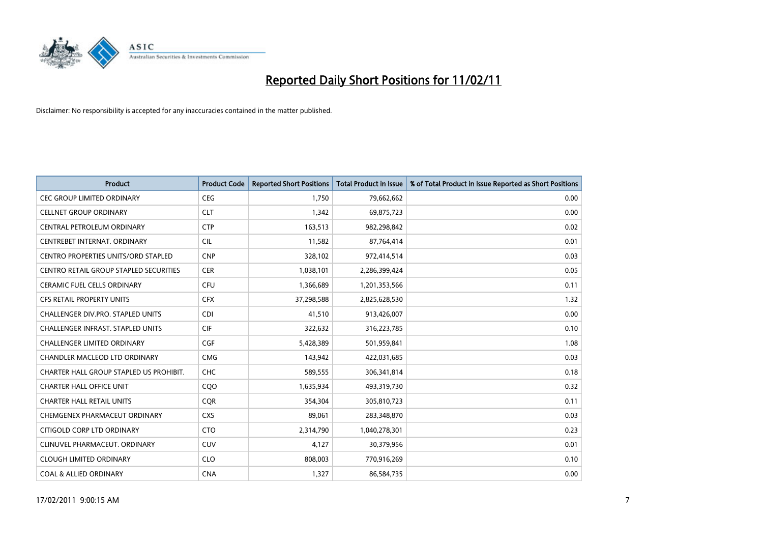# Reported Daily Short Positions for 11/02/11

Disclaimer: No responsibility is accepted for any inaccuracies contained in the matter published.

| Product | Product Code | Reported Short Positions | Total Product in Issue | % of Total Product in Issue Reported as Short Positions |
|---|---|---|---|---|
| CEC GROUP LIMITED ORDINARY | CEG | 1,750 | 79,662,662 | 0.00 |
| CELLNET GROUP ORDINARY | CLT | 1,342 | 69,875,723 | 0.00 |
| CENTRAL PETROLEUM ORDINARY | CTP | 163,513 | 982,298,842 | 0.02 |
| CENTREBET INTERNAT. ORDINARY | CIL | 11,582 | 87,764,414 | 0.01 |
| CENTRO PROPERTIES UNITS/ORD STAPLED | CNP | 328,102 | 972,414,514 | 0.03 |
| CENTRO RETAIL GROUP STAPLED SECURITIES | CER | 1,038,101 | 2,286,399,424 | 0.05 |
| CERAMIC FUEL CELLS ORDINARY | CFU | 1,366,689 | 1,201,353,566 | 0.11 |
| CFS RETAIL PROPERTY UNITS | CFX | 37,298,588 | 2,825,628,530 | 1.32 |
| CHALLENGER DIV.PRO. STAPLED UNITS | CDI | 41,510 | 913,426,007 | 0.00 |
| CHALLENGER INFRAST. STAPLED UNITS | CIF | 322,632 | 316,223,785 | 0.10 |
| CHALLENGER LIMITED ORDINARY | CGF | 5,428,389 | 501,959,841 | 1.08 |
| CHANDLER MACLEOD LTD ORDINARY | CMG | 143,942 | 422,031,685 | 0.03 |
| CHARTER HALL GROUP STAPLED US PROHIBIT. | CHC | 589,555 | 306,341,814 | 0.18 |
| CHARTER HALL OFFICE UNIT | CQO | 1,635,934 | 493,319,730 | 0.32 |
| CHARTER HALL RETAIL UNITS | CQR | 354,304 | 305,810,723 | 0.11 |
| CHEMGENEX PHARMACEUT ORDINARY | CXS | 89,061 | 283,348,870 | 0.03 |
| CITIGOLD CORP LTD ORDINARY | CTO | 2,314,790 | 1,040,278,301 | 0.23 |
| CLINUVEL PHARMACEUT. ORDINARY | CUV | 4,127 | 30,379,956 | 0.01 |
| CLOUGH LIMITED ORDINARY | CLO | 808,003 | 770,916,269 | 0.10 |
| COAL & ALLIED ORDINARY | CNA | 1,327 | 86,584,735 | 0.00 |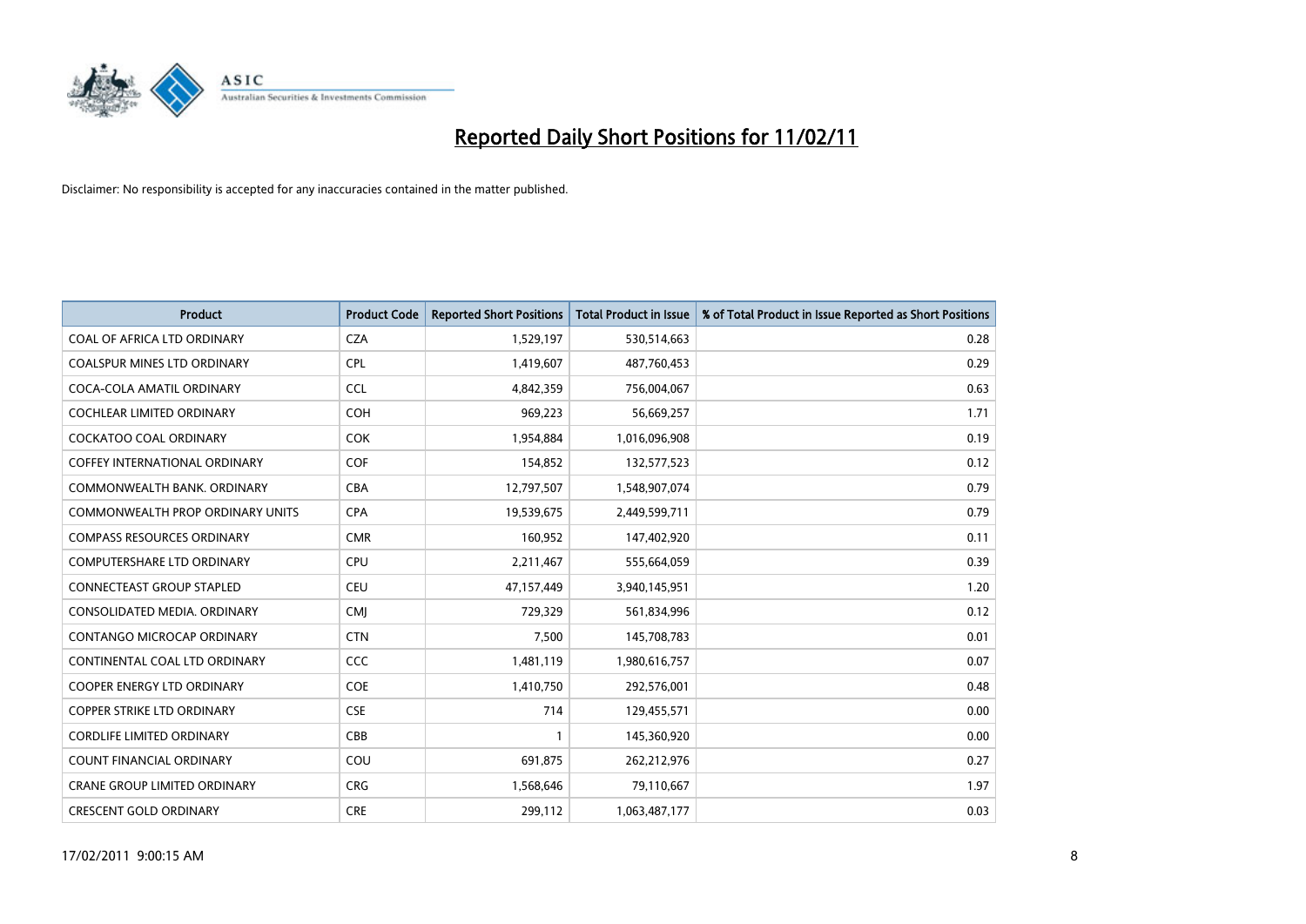# Reported Daily Short Positions for 11/02/11

Disclaimer: No responsibility is accepted for any inaccuracies contained in the matter published.

| Product | Product Code | Reported Short Positions | Total Product in Issue | % of Total Product in Issue Reported as Short Positions |
|---|---|---|---|---|
| COAL OF AFRICA LTD ORDINARY | CZA | 1,529,197 | 530,514,663 | 0.28 |
| COALSPUR MINES LTD ORDINARY | CPL | 1,419,607 | 487,760,453 | 0.29 |
| COCA-COLA AMATIL ORDINARY | CCL | 4,842,359 | 756,004,067 | 0.63 |
| COCHLEAR LIMITED ORDINARY | COH | 969,223 | 56,669,257 | 1.71 |
| COCKATOO COAL ORDINARY | COK | 1,954,884 | 1,016,096,908 | 0.19 |
| COFFEY INTERNATIONAL ORDINARY | COF | 154,852 | 132,577,523 | 0.12 |
| COMMONWEALTH BANK. ORDINARY | CBA | 12,797,507 | 1,548,907,074 | 0.79 |
| COMMONWEALTH PROP ORDINARY UNITS | CPA | 19,539,675 | 2,449,599,711 | 0.79 |
| COMPASS RESOURCES ORDINARY | CMR | 160,952 | 147,402,920 | 0.11 |
| COMPUTERSHARE LTD ORDINARY | CPU | 2,211,467 | 555,664,059 | 0.39 |
| CONNECTEAST GROUP STAPLED | CEU | 47,157,449 | 3,940,145,951 | 1.20 |
| CONSOLIDATED MEDIA. ORDINARY | CMJ | 729,329 | 561,834,996 | 0.12 |
| CONTANGO MICROCAP ORDINARY | CTN | 7,500 | 145,708,783 | 0.01 |
| CONTINENTAL COAL LTD ORDINARY | CCC | 1,481,119 | 1,980,616,757 | 0.07 |
| COOPER ENERGY LTD ORDINARY | COE | 1,410,750 | 292,576,001 | 0.48 |
| COPPER STRIKE LTD ORDINARY | CSE | 714 | 129,455,571 | 0.00 |
| CORDLIFE LIMITED ORDINARY | CBB | 1 | 145,360,920 | 0.00 |
| COUNT FINANCIAL ORDINARY | COU | 691,875 | 262,212,976 | 0.27 |
| CRANE GROUP LIMITED ORDINARY | CRG | 1,568,646 | 79,110,667 | 1.97 |
| CRESCENT GOLD ORDINARY | CRE | 299,112 | 1,063,487,177 | 0.03 |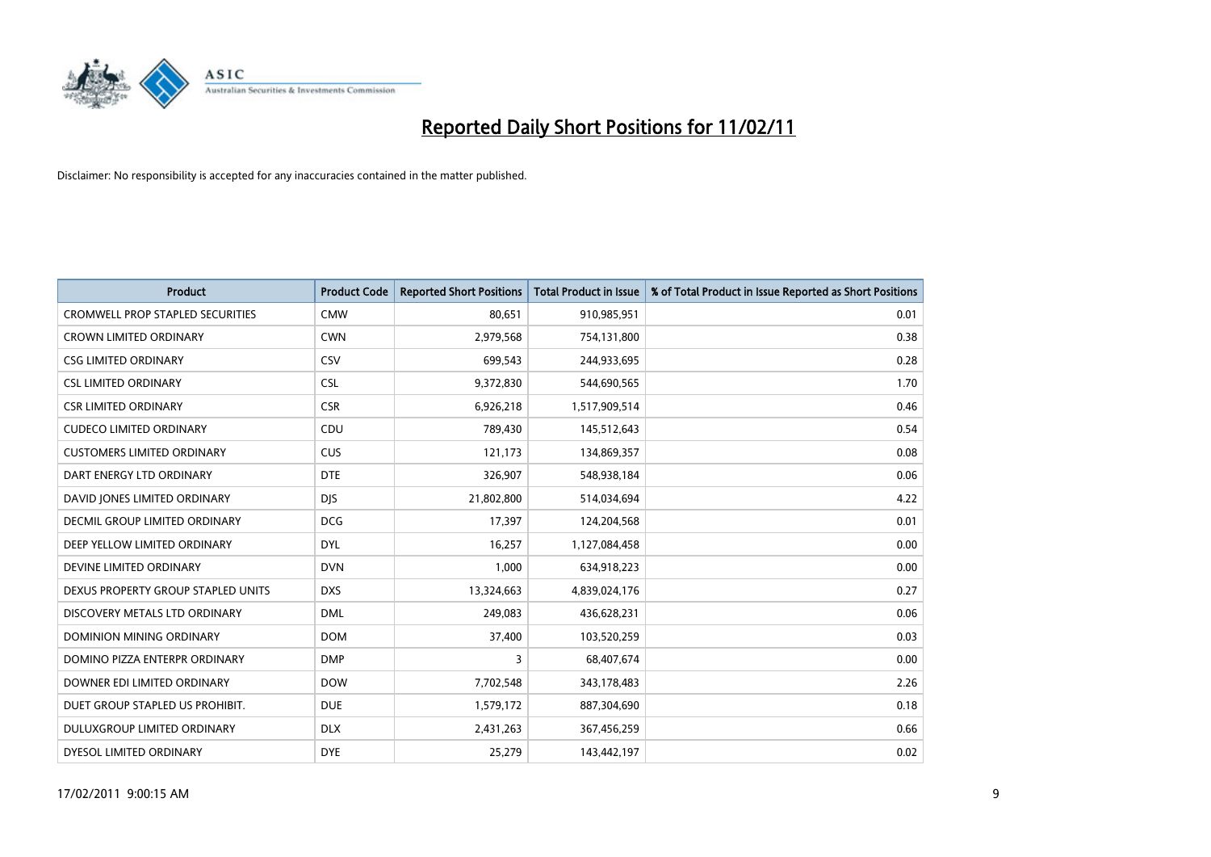# Reported Daily Short Positions for 11/02/11

Disclaimer: No responsibility is accepted for any inaccuracies contained in the matter published.

| Product | Product Code | Reported Short Positions | Total Product in Issue | % of Total Product in Issue Reported as Short Positions |
|---|---|---|---|---|
| CROMWELL PROP STAPLED SECURITIES | CMW | 80,651 | 910,985,951 | 0.01 |
| CROWN LIMITED ORDINARY | CWN | 2,979,568 | 754,131,800 | 0.38 |
| CSG LIMITED ORDINARY | CSV | 699,543 | 244,933,695 | 0.28 |
| CSL LIMITED ORDINARY | CSL | 9,372,830 | 544,690,565 | 1.70 |
| CSR LIMITED ORDINARY | CSR | 6,926,218 | 1,517,909,514 | 0.46 |
| CUDECO LIMITED ORDINARY | CDU | 789,430 | 145,512,643 | 0.54 |
| CUSTOMERS LIMITED ORDINARY | CUS | 121,173 | 134,869,357 | 0.08 |
| DART ENERGY LTD ORDINARY | DTE | 326,907 | 548,938,184 | 0.06 |
| DAVID JONES LIMITED ORDINARY | DJS | 21,802,800 | 514,034,694 | 4.22 |
| DECMIL GROUP LIMITED ORDINARY | DCG | 17,397 | 124,204,568 | 0.01 |
| DEEP YELLOW LIMITED ORDINARY | DYL | 16,257 | 1,127,084,458 | 0.00 |
| DEVINE LIMITED ORDINARY | DVN | 1,000 | 634,918,223 | 0.00 |
| DEXUS PROPERTY GROUP STAPLED UNITS | DXS | 13,324,663 | 4,839,024,176 | 0.27 |
| DISCOVERY METALS LTD ORDINARY | DML | 249,083 | 436,628,231 | 0.06 |
| DOMINION MINING ORDINARY | DOM | 37,400 | 103,520,259 | 0.03 |
| DOMINO PIZZA ENTERPR ORDINARY | DMP | 3 | 68,407,674 | 0.00 |
| DOWNER EDI LIMITED ORDINARY | DOW | 7,702,548 | 343,178,483 | 2.26 |
| DUET GROUP STAPLED US PROHIBIT. | DUE | 1,579,172 | 887,304,690 | 0.18 |
| DULUXGROUP LIMITED ORDINARY | DLX | 2,431,263 | 367,456,259 | 0.66 |
| DYESOL LIMITED ORDINARY | DYE | 25,279 | 143,442,197 | 0.02 |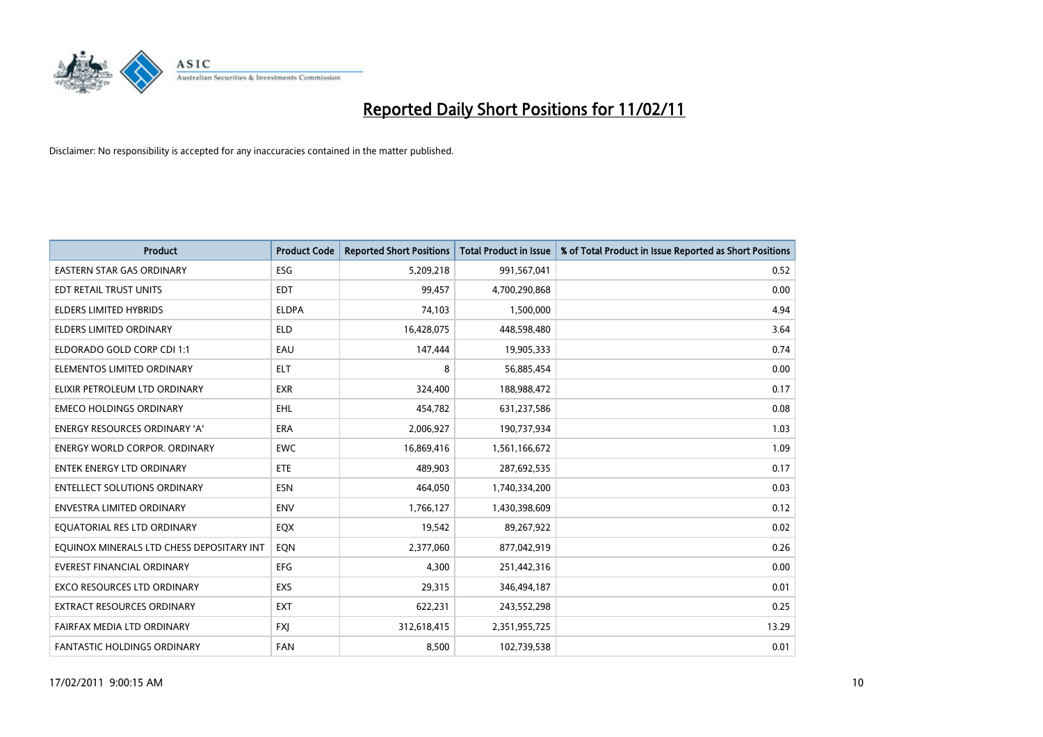# Reported Daily Short Positions for 11/02/11

Disclaimer: No responsibility is accepted for any inaccuracies contained in the matter published.

| Product | Product Code | Reported Short Positions | Total Product in Issue | % of Total Product in Issue Reported as Short Positions |
|---|---|---|---|---|
| EASTERN STAR GAS ORDINARY | ESG | 5,209,218 | 991,567,041 | 0.52 |
| EDT RETAIL TRUST UNITS | EDT | 99,457 | 4,700,290,868 | 0.00 |
| ELDERS LIMITED HYBRIDS | ELDPA | 74,103 | 1,500,000 | 4.94 |
| ELDERS LIMITED ORDINARY | ELD | 16,428,075 | 448,598,480 | 3.64 |
| ELDORADO GOLD CORP CDI 1:1 | EAU | 147,444 | 19,905,333 | 0.74 |
| ELEMENTOS LIMITED ORDINARY | ELT | 8 | 56,885,454 | 0.00 |
| ELIXIR PETROLEUM LTD ORDINARY | EXR | 324,400 | 188,988,472 | 0.17 |
| EMECO HOLDINGS ORDINARY | EHL | 454,782 | 631,237,586 | 0.08 |
| ENERGY RESOURCES ORDINARY 'A' | ERA | 2,006,927 | 190,737,934 | 1.03 |
| ENERGY WORLD CORPOR. ORDINARY | EWC | 16,869,416 | 1,561,166,672 | 1.09 |
| ENTEK ENERGY LTD ORDINARY | ETE | 489,903 | 287,692,535 | 0.17 |
| ENTELLECT SOLUTIONS ORDINARY | ESN | 464,050 | 1,740,334,200 | 0.03 |
| ENVESTRA LIMITED ORDINARY | ENV | 1,766,127 | 1,430,398,609 | 0.12 |
| EQUATORIAL RES LTD ORDINARY | EQX | 19,542 | 89,267,922 | 0.02 |
| EQUINOX MINERALS LTD CHESS DEPOSITARY INT | EQN | 2,377,060 | 877,042,919 | 0.26 |
| EVEREST FINANCIAL ORDINARY | EFG | 4,300 | 251,442,316 | 0.00 |
| EXCO RESOURCES LTD ORDINARY | EXS | 29,315 | 346,494,187 | 0.01 |
| EXTRACT RESOURCES ORDINARY | EXT | 622,231 | 243,552,298 | 0.25 |
| FAIRFAX MEDIA LTD ORDINARY | FXJ | 312,618,415 | 2,351,955,725 | 13.29 |
| FANTASTIC HOLDINGS ORDINARY | FAN | 8,500 | 102,739,538 | 0.01 |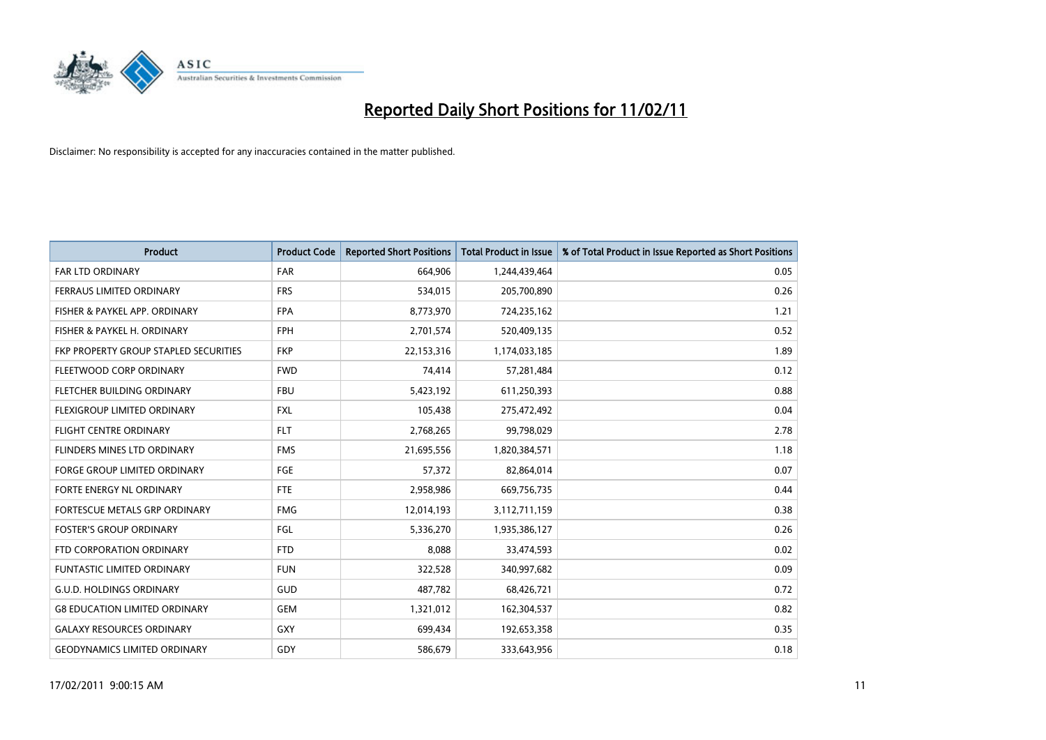# Reported Daily Short Positions for 11/02/11

Disclaimer: No responsibility is accepted for any inaccuracies contained in the matter published.

| Product | Product Code | Reported Short Positions | Total Product in Issue | % of Total Product in Issue Reported as Short Positions |
|---|---|---|---|---|
| FAR LTD ORDINARY | FAR | 664,906 | 1,244,439,464 | 0.05 |
| FERRAUS LIMITED ORDINARY | FRS | 534,015 | 205,700,890 | 0.26 |
| FISHER & PAYKEL APP. ORDINARY | FPA | 8,773,970 | 724,235,162 | 1.21 |
| FISHER & PAYKEL H. ORDINARY | FPH | 2,701,574 | 520,409,135 | 0.52 |
| FKP PROPERTY GROUP STAPLED SECURITIES | FKP | 22,153,316 | 1,174,033,185 | 1.89 |
| FLEETWOOD CORP ORDINARY | FWD | 74,414 | 57,281,484 | 0.12 |
| FLETCHER BUILDING ORDINARY | FBU | 5,423,192 | 611,250,393 | 0.88 |
| FLEXIGROUP LIMITED ORDINARY | FXL | 105,438 | 275,472,492 | 0.04 |
| FLIGHT CENTRE ORDINARY | FLT | 2,768,265 | 99,798,029 | 2.78 |
| FLINDERS MINES LTD ORDINARY | FMS | 21,695,556 | 1,820,384,571 | 1.18 |
| FORGE GROUP LIMITED ORDINARY | FGE | 57,372 | 82,864,014 | 0.07 |
| FORTE ENERGY NL ORDINARY | FTE | 2,958,986 | 669,756,735 | 0.44 |
| FORTESCUE METALS GRP ORDINARY | FMG | 12,014,193 | 3,112,711,159 | 0.38 |
| FOSTER'S GROUP ORDINARY | FGL | 5,336,270 | 1,935,386,127 | 0.26 |
| FTD CORPORATION ORDINARY | FTD | 8,088 | 33,474,593 | 0.02 |
| FUNTASTIC LIMITED ORDINARY | FUN | 322,528 | 340,997,682 | 0.09 |
| G.U.D. HOLDINGS ORDINARY | GUD | 487,782 | 68,426,721 | 0.72 |
| G8 EDUCATION LIMITED ORDINARY | GEM | 1,321,012 | 162,304,537 | 0.82 |
| GALAXY RESOURCES ORDINARY | GXY | 699,434 | 192,653,358 | 0.35 |
| GEODYNAMICS LIMITED ORDINARY | GDY | 586,679 | 333,643,956 | 0.18 |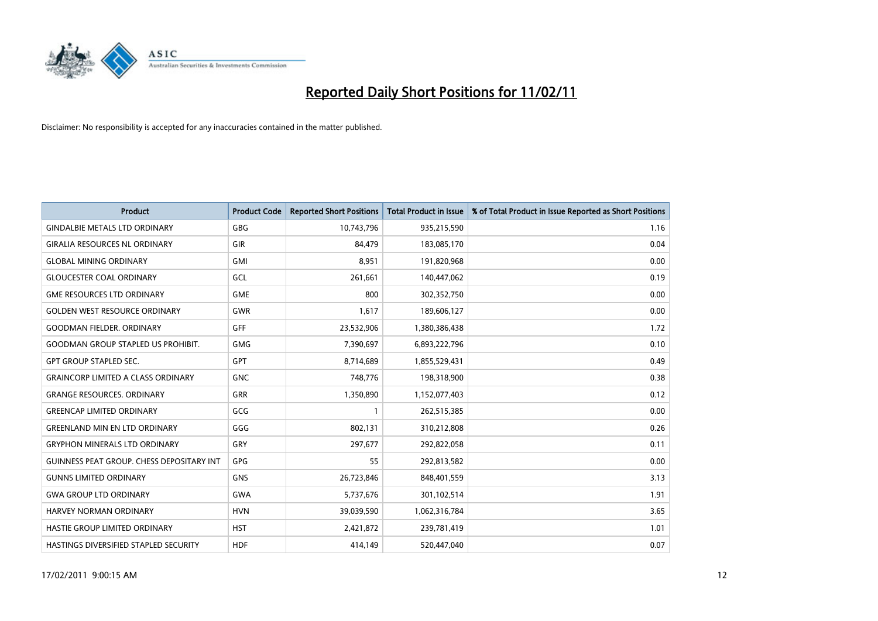# Reported Daily Short Positions for 11/02/11

Disclaimer: No responsibility is accepted for any inaccuracies contained in the matter published.

| Product | Product Code | Reported Short Positions | Total Product in Issue | % of Total Product in Issue Reported as Short Positions |
|---|---|---|---|---|
| GINDALBIE METALS LTD ORDINARY | GBG | 10,743,796 | 935,215,590 | 1.16 |
| GIRALIA RESOURCES NL ORDINARY | GIR | 84,479 | 183,085,170 | 0.04 |
| GLOBAL MINING ORDINARY | GMI | 8,951 | 191,820,968 | 0.00 |
| GLOUCESTER COAL ORDINARY | GCL | 261,661 | 140,447,062 | 0.19 |
| GME RESOURCES LTD ORDINARY | GME | 800 | 302,352,750 | 0.00 |
| GOLDEN WEST RESOURCE ORDINARY | GWR | 1,617 | 189,606,127 | 0.00 |
| GOODMAN FIELDER. ORDINARY | GFF | 23,532,906 | 1,380,386,438 | 1.72 |
| GOODMAN GROUP STAPLED US PROHIBIT. | GMG | 7,390,697 | 6,893,222,796 | 0.10 |
| GPT GROUP STAPLED SEC. | GPT | 8,714,689 | 1,855,529,431 | 0.49 |
| GRAINCORP LIMITED A CLASS ORDINARY | GNC | 748,776 | 198,318,900 | 0.38 |
| GRANGE RESOURCES. ORDINARY | GRR | 1,350,890 | 1,152,077,403 | 0.12 |
| GREENCAP LIMITED ORDINARY | GCG | 1 | 262,515,385 | 0.00 |
| GREENLAND MIN EN LTD ORDINARY | GGG | 802,131 | 310,212,808 | 0.26 |
| GRYPHON MINERALS LTD ORDINARY | GRY | 297,677 | 292,822,058 | 0.11 |
| GUINNESS PEAT GROUP. CHESS DEPOSITARY INT | GPG | 55 | 292,813,582 | 0.00 |
| GUNNS LIMITED ORDINARY | GNS | 26,723,846 | 848,401,559 | 3.13 |
| GWA GROUP LTD ORDINARY | GWA | 5,737,676 | 301,102,514 | 1.91 |
| HARVEY NORMAN ORDINARY | HVN | 39,039,590 | 1,062,316,784 | 3.65 |
| HASTIE GROUP LIMITED ORDINARY | HST | 2,421,872 | 239,781,419 | 1.01 |
| HASTINGS DIVERSIFIED STAPLED SECURITY | HDF | 414,149 | 520,447,040 | 0.07 |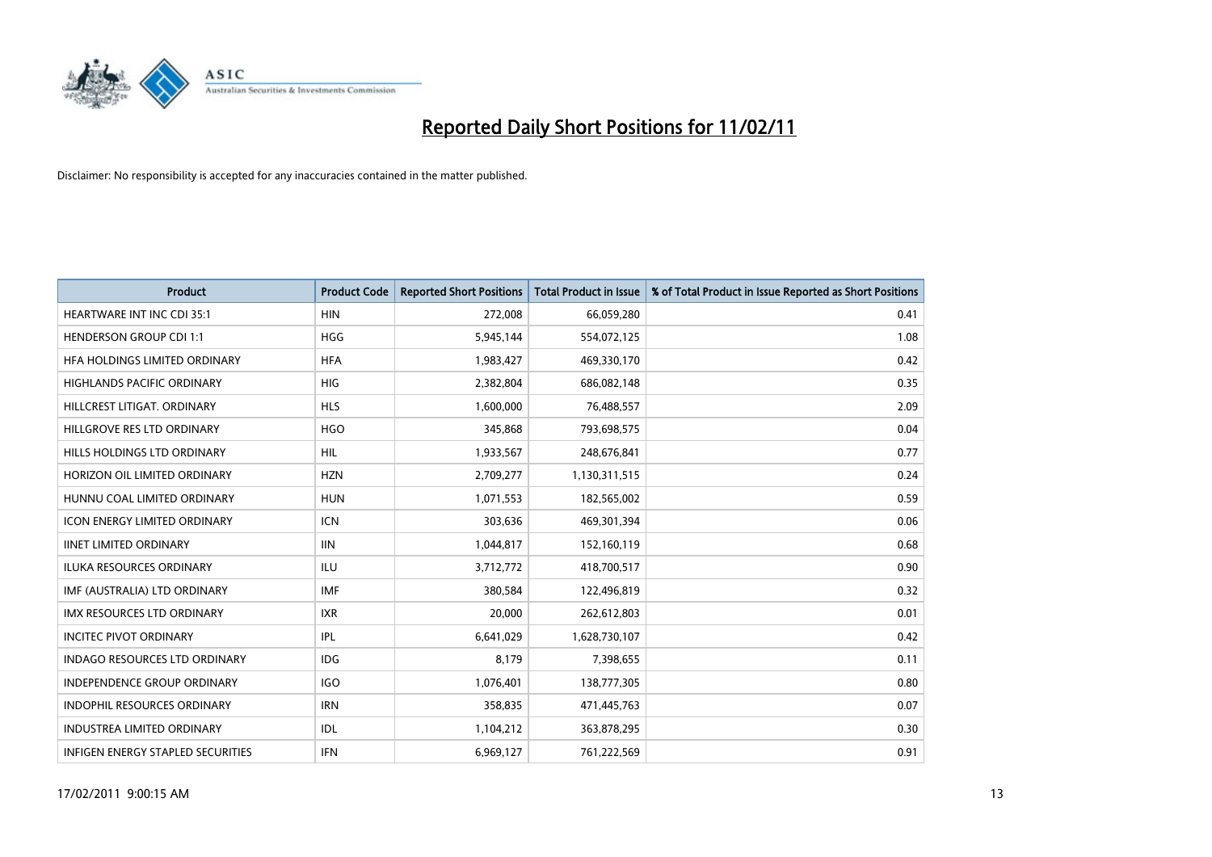# Reported Daily Short Positions for 11/02/11

Disclaimer: No responsibility is accepted for any inaccuracies contained in the matter published.

| Product | Product Code | Reported Short Positions | Total Product in Issue | % of Total Product in Issue Reported as Short Positions |
|---|---|---|---|---|
| HEARTWARE INT INC CDI 35:1 | HIN | 272,008 | 66,059,280 | 0.41 |
| HENDERSON GROUP CDI 1:1 | HGG | 5,945,144 | 554,072,125 | 1.08 |
| HFA HOLDINGS LIMITED ORDINARY | HFA | 1,983,427 | 469,330,170 | 0.42 |
| HIGHLANDS PACIFIC ORDINARY | HIG | 2,382,804 | 686,082,148 | 0.35 |
| HILLCREST LITIGAT. ORDINARY | HLS | 1,600,000 | 76,488,557 | 2.09 |
| HILLGROVE RES LTD ORDINARY | HGO | 345,868 | 793,698,575 | 0.04 |
| HILLS HOLDINGS LTD ORDINARY | HIL | 1,933,567 | 248,676,841 | 0.77 |
| HORIZON OIL LIMITED ORDINARY | HZN | 2,709,277 | 1,130,311,515 | 0.24 |
| HUNNU COAL LIMITED ORDINARY | HUN | 1,071,553 | 182,565,002 | 0.59 |
| ICON ENERGY LIMITED ORDINARY | ICN | 303,636 | 469,301,394 | 0.06 |
| IINET LIMITED ORDINARY | IIN | 1,044,817 | 152,160,119 | 0.68 |
| ILUKA RESOURCES ORDINARY | ILU | 3,712,772 | 418,700,517 | 0.90 |
| IMF (AUSTRALIA) LTD ORDINARY | IMF | 380,584 | 122,496,819 | 0.32 |
| IMX RESOURCES LTD ORDINARY | IXR | 20,000 | 262,612,803 | 0.01 |
| INCITEC PIVOT ORDINARY | IPL | 6,641,029 | 1,628,730,107 | 0.42 |
| INDAGO RESOURCES LTD ORDINARY | IDG | 8,179 | 7,398,655 | 0.11 |
| INDEPENDENCE GROUP ORDINARY | IGO | 1,076,401 | 138,777,305 | 0.80 |
| INDOPHIL RESOURCES ORDINARY | IRN | 358,835 | 471,445,763 | 0.07 |
| INDUSTREA LIMITED ORDINARY | IDL | 1,104,212 | 363,878,295 | 0.30 |
| INFIGEN ENERGY STAPLED SECURITIES | IFN | 6,969,127 | 761,222,569 | 0.91 |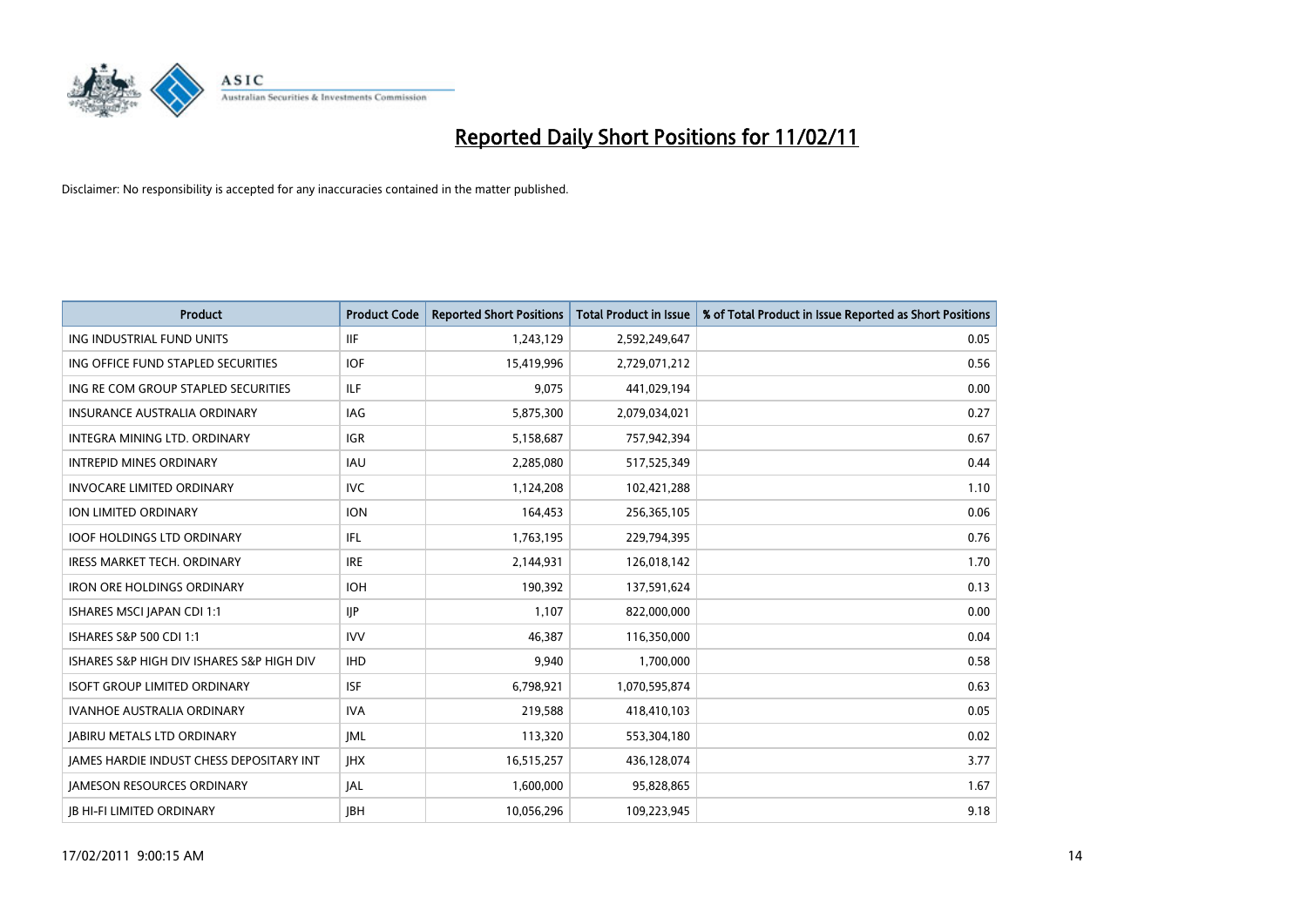# Reported Daily Short Positions for 11/02/11

Disclaimer: No responsibility is accepted for any inaccuracies contained in the matter published.

| Product | Product Code | Reported Short Positions | Total Product in Issue | % of Total Product in Issue Reported as Short Positions |
|---|---|---|---|---|
| ING INDUSTRIAL FUND UNITS | IIF | 1,243,129 | 2,592,249,647 | 0.05 |
| ING OFFICE FUND STAPLED SECURITIES | IOF | 15,419,996 | 2,729,071,212 | 0.56 |
| ING RE COM GROUP STAPLED SECURITIES | ILF | 9,075 | 441,029,194 | 0.00 |
| INSURANCE AUSTRALIA ORDINARY | IAG | 5,875,300 | 2,079,034,021 | 0.27 |
| INTEGRA MINING LTD. ORDINARY | IGR | 5,158,687 | 757,942,394 | 0.67 |
| INTREPID MINES ORDINARY | IAU | 2,285,080 | 517,525,349 | 0.44 |
| INVOCARE LIMITED ORDINARY | IVC | 1,124,208 | 102,421,288 | 1.10 |
| ION LIMITED ORDINARY | ION | 164,453 | 256,365,105 | 0.06 |
| IOOF HOLDINGS LTD ORDINARY | IFL | 1,763,195 | 229,794,395 | 0.76 |
| IRESS MARKET TECH. ORDINARY | IRE | 2,144,931 | 126,018,142 | 1.70 |
| IRON ORE HOLDINGS ORDINARY | IOH | 190,392 | 137,591,624 | 0.13 |
| ISHARES MSCI JAPAN CDI 1:1 | IJP | 1,107 | 822,000,000 | 0.00 |
| ISHARES S&P 500 CDI 1:1 | IVV | 46,387 | 116,350,000 | 0.04 |
| ISHARES S&P HIGH DIV ISHARES S&P HIGH DIV | IHD | 9,940 | 1,700,000 | 0.58 |
| ISOFT GROUP LIMITED ORDINARY | ISF | 6,798,921 | 1,070,595,874 | 0.63 |
| IVANHOE AUSTRALIA ORDINARY | IVA | 219,588 | 418,410,103 | 0.05 |
| JABIRU METALS LTD ORDINARY | JML | 113,320 | 553,304,180 | 0.02 |
| JAMES HARDIE INDUST CHESS DEPOSITARY INT | JHX | 16,515,257 | 436,128,074 | 3.77 |
| JAMESON RESOURCES ORDINARY | JAL | 1,600,000 | 95,828,865 | 1.67 |
| JB HI-FI LIMITED ORDINARY | JBH | 10,056,296 | 109,223,945 | 9.18 |

17/02/2011 9:00:15 AM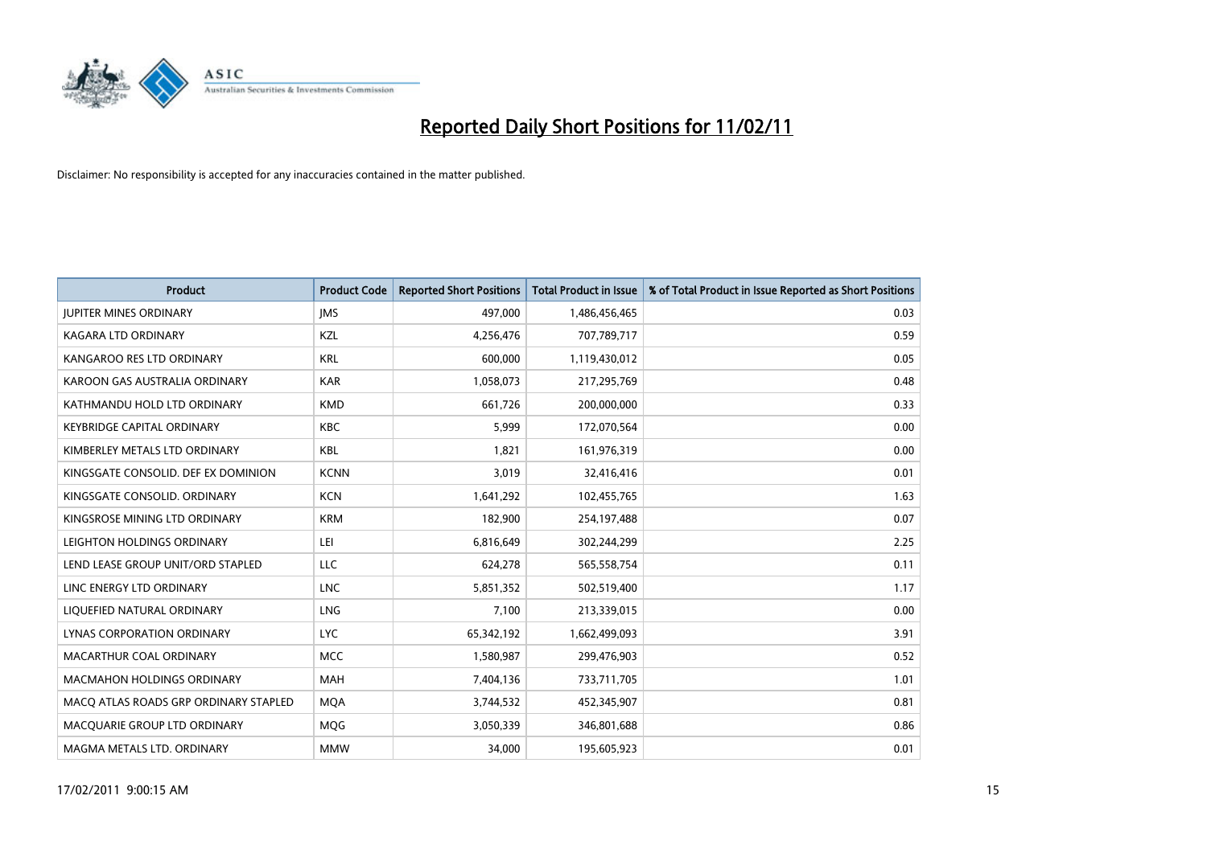# Reported Daily Short Positions for 11/02/11

Disclaimer: No responsibility is accepted for any inaccuracies contained in the matter published.

| Product | Product Code | Reported Short Positions | Total Product in Issue | % of Total Product in Issue Reported as Short Positions |
|---|---|---|---|---|
| JUPITER MINES ORDINARY | JMS | 497,000 | 1,486,456,465 | 0.03 |
| KAGARA LTD ORDINARY | KZL | 4,256,476 | 707,789,717 | 0.59 |
| KANGAROO RES LTD ORDINARY | KRL | 600,000 | 1,119,430,012 | 0.05 |
| KAROON GAS AUSTRALIA ORDINARY | KAR | 1,058,073 | 217,295,769 | 0.48 |
| KATHMANDU HOLD LTD ORDINARY | KMD | 661,726 | 200,000,000 | 0.33 |
| KEYBRIDGE CAPITAL ORDINARY | KBC | 5,999 | 172,070,564 | 0.00 |
| KIMBERLEY METALS LTD ORDINARY | KBL | 1,821 | 161,976,319 | 0.00 |
| KINGSGATE CONSOLID. DEF EX DOMINION | KCNN | 3,019 | 32,416,416 | 0.01 |
| KINGSGATE CONSOLID. ORDINARY | KCN | 1,641,292 | 102,455,765 | 1.63 |
| KINGSROSE MINING LTD ORDINARY | KRM | 182,900 | 254,197,488 | 0.07 |
| LEIGHTON HOLDINGS ORDINARY | LEI | 6,816,649 | 302,244,299 | 2.25 |
| LEND LEASE GROUP UNIT/ORD STAPLED | LLC | 624,278 | 565,558,754 | 0.11 |
| LINC ENERGY LTD ORDINARY | LNC | 5,851,352 | 502,519,400 | 1.17 |
| LIQUEFIED NATURAL ORDINARY | LNG | 7,100 | 213,339,015 | 0.00 |
| LYNAS CORPORATION ORDINARY | LYC | 65,342,192 | 1,662,499,093 | 3.91 |
| MACARTHUR COAL ORDINARY | MCC | 1,580,987 | 299,476,903 | 0.52 |
| MACMAHON HOLDINGS ORDINARY | MAH | 7,404,136 | 733,711,705 | 1.01 |
| MACQ ATLAS ROADS GRP ORDINARY STAPLED | MQA | 3,744,532 | 452,345,907 | 0.81 |
| MACQUARIE GROUP LTD ORDINARY | MQG | 3,050,339 | 346,801,688 | 0.86 |
| MAGMA METALS LTD. ORDINARY | MMW | 34,000 | 195,605,923 | 0.01 |

17/02/2011 9:00:15 AM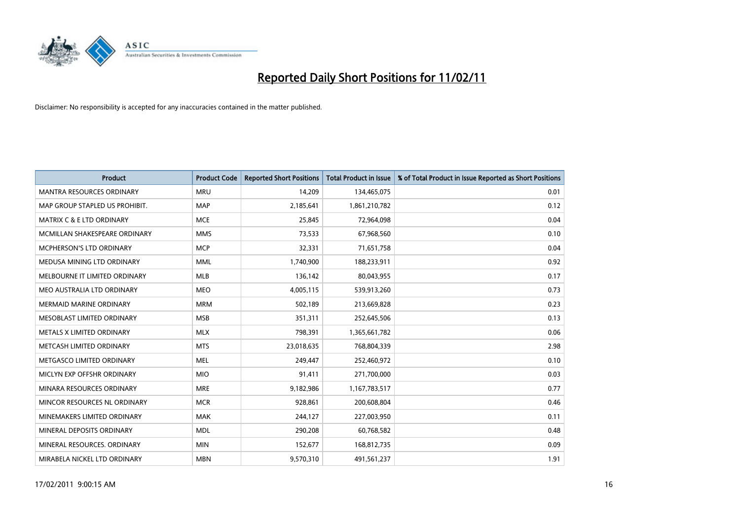# Reported Daily Short Positions for 11/02/11

Disclaimer: No responsibility is accepted for any inaccuracies contained in the matter published.

| Product | Product Code | Reported Short Positions | Total Product in Issue | % of Total Product in Issue Reported as Short Positions |
|---|---|---|---|---|
| MANTRA RESOURCES ORDINARY | MRU | 14,209 | 134,465,075 | 0.01 |
| MAP GROUP STAPLED US PROHIBIT. | MAP | 2,185,641 | 1,861,210,782 | 0.12 |
| MATRIX C & E LTD ORDINARY | MCE | 25,845 | 72,964,098 | 0.04 |
| MCMILLAN SHAKESPEARE ORDINARY | MMS | 73,533 | 67,968,560 | 0.10 |
| MCPHERSON'S LTD ORDINARY | MCP | 32,331 | 71,651,758 | 0.04 |
| MEDUSA MINING LTD ORDINARY | MML | 1,740,900 | 188,233,911 | 0.92 |
| MELBOURNE IT LIMITED ORDINARY | MLB | 136,142 | 80,043,955 | 0.17 |
| MEO AUSTRALIA LTD ORDINARY | MEO | 4,005,115 | 539,913,260 | 0.73 |
| MERMAID MARINE ORDINARY | MRM | 502,189 | 213,669,828 | 0.23 |
| MESOBLAST LIMITED ORDINARY | MSB | 351,311 | 252,645,506 | 0.13 |
| METALS X LIMITED ORDINARY | MLX | 798,391 | 1,365,661,782 | 0.06 |
| METCASH LIMITED ORDINARY | MTS | 23,018,635 | 768,804,339 | 2.98 |
| METGASCO LIMITED ORDINARY | MEL | 249,447 | 252,460,972 | 0.10 |
| MICLYN EXP OFFSHR ORDINARY | MIO | 91,411 | 271,700,000 | 0.03 |
| MINARA RESOURCES ORDINARY | MRE | 9,182,986 | 1,167,783,517 | 0.77 |
| MINCOR RESOURCES NL ORDINARY | MCR | 928,861 | 200,608,804 | 0.46 |
| MINEMAKERS LIMITED ORDINARY | MAK | 244,127 | 227,003,950 | 0.11 |
| MINERAL DEPOSITS ORDINARY | MDL | 290,208 | 60,768,582 | 0.48 |
| MINERAL RESOURCES. ORDINARY | MIN | 152,677 | 168,812,735 | 0.09 |
| MIRABELA NICKEL LTD ORDINARY | MBN | 9,570,310 | 491,561,237 | 1.91 |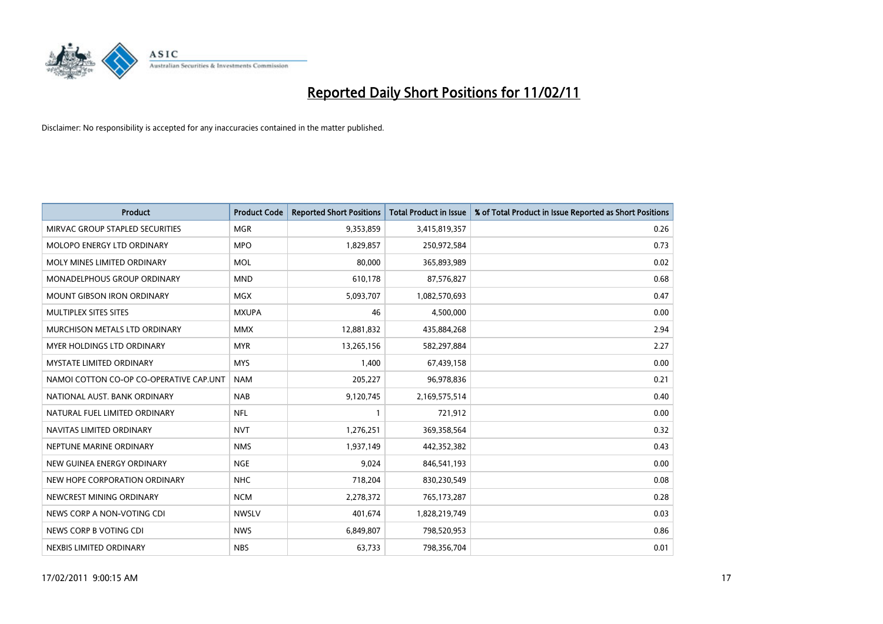# Reported Daily Short Positions for 11/02/11

Disclaimer: No responsibility is accepted for any inaccuracies contained in the matter published.

| Product | Product Code | Reported Short Positions | Total Product in Issue | % of Total Product in Issue Reported as Short Positions |
| --- | --- | --- | --- | --- |
| MIRVAC GROUP STAPLED SECURITIES | MGR | 9,353,859 | 3,415,819,357 | 0.26 |
| MOLOPO ENERGY LTD ORDINARY | MPO | 1,829,857 | 250,972,584 | 0.73 |
| MOLY MINES LIMITED ORDINARY | MOL | 80,000 | 365,893,989 | 0.02 |
| MONADELPHOUS GROUP ORDINARY | MND | 610,178 | 87,576,827 | 0.68 |
| MOUNT GIBSON IRON ORDINARY | MGX | 5,093,707 | 1,082,570,693 | 0.47 |
| MULTIPLEX SITES SITES | MXUPA | 46 | 4,500,000 | 0.00 |
| MURCHISON METALS LTD ORDINARY | MMX | 12,881,832 | 435,884,268 | 2.94 |
| MYER HOLDINGS LTD ORDINARY | MYR | 13,265,156 | 582,297,884 | 2.27 |
| MYSTATE LIMITED ORDINARY | MYS | 1,400 | 67,439,158 | 0.00 |
| NAMOI COTTON CO-OP CO-OPERATIVE CAP.UNT | NAM | 205,227 | 96,978,836 | 0.21 |
| NATIONAL AUST. BANK ORDINARY | NAB | 9,120,745 | 2,169,575,514 | 0.40 |
| NATURAL FUEL LIMITED ORDINARY | NFL | 1 | 721,912 | 0.00 |
| NAVITAS LIMITED ORDINARY | NVT | 1,276,251 | 369,358,564 | 0.32 |
| NEPTUNE MARINE ORDINARY | NMS | 1,937,149 | 442,352,382 | 0.43 |
| NEW GUINEA ENERGY ORDINARY | NGE | 9,024 | 846,541,193 | 0.00 |
| NEW HOPE CORPORATION ORDINARY | NHC | 718,204 | 830,230,549 | 0.08 |
| NEWCREST MINING ORDINARY | NCM | 2,278,372 | 765,173,287 | 0.28 |
| NEWS CORP A NON-VOTING CDI | NWSLV | 401,674 | 1,828,219,749 | 0.03 |
| NEWS CORP B VOTING CDI | NWS | 6,849,807 | 798,520,953 | 0.86 |
| NEXBIS LIMITED ORDINARY | NBS | 63,733 | 798,356,704 | 0.01 |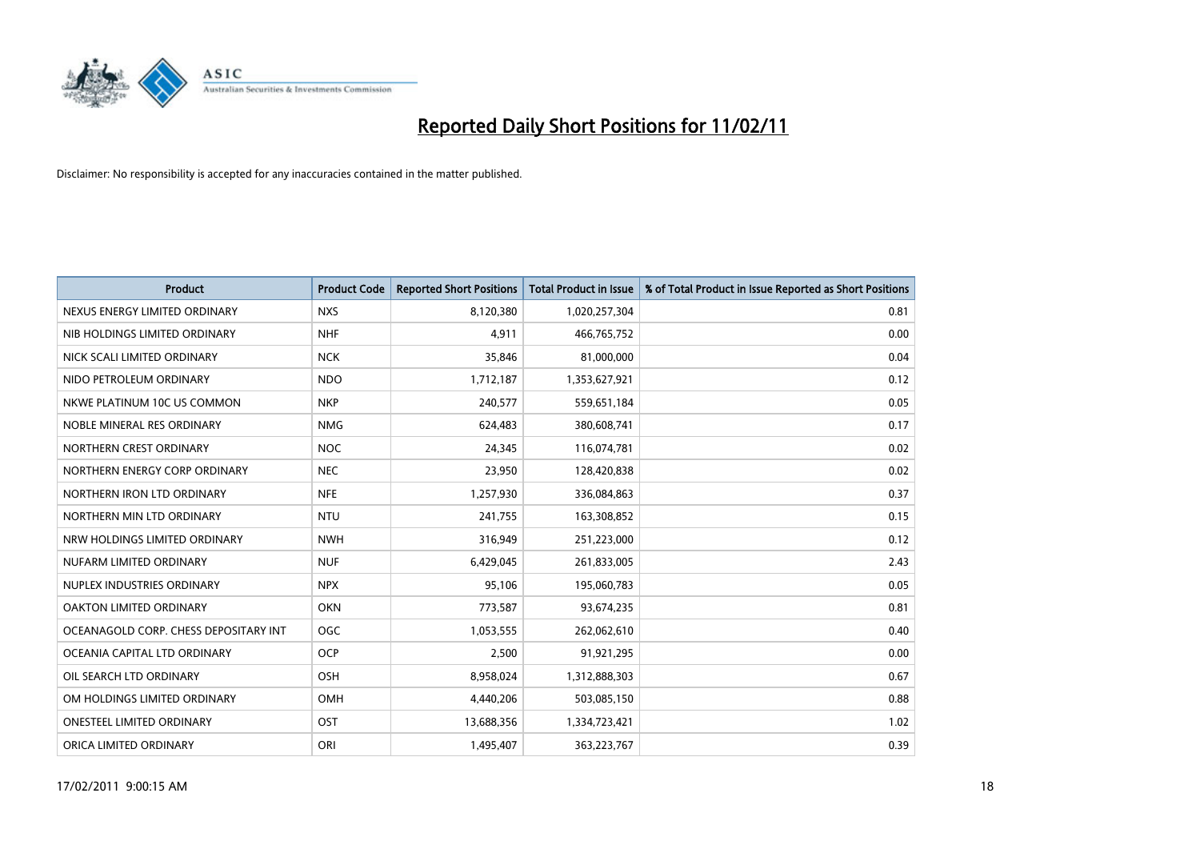# Reported Daily Short Positions for 11/02/11

Disclaimer: No responsibility is accepted for any inaccuracies contained in the matter published.

| Product | Product Code | Reported Short Positions | Total Product in Issue | % of Total Product in Issue Reported as Short Positions |
| --- | --- | --- | --- | --- |
| NEXUS ENERGY LIMITED ORDINARY | NXS | 8,120,380 | 1,020,257,304 | 0.81 |
| NIB HOLDINGS LIMITED ORDINARY | NHF | 4,911 | 466,765,752 | 0.00 |
| NICK SCALI LIMITED ORDINARY | NCK | 35,846 | 81,000,000 | 0.04 |
| NIDO PETROLEUM ORDINARY | NDO | 1,712,187 | 1,353,627,921 | 0.12 |
| NKWE PLATINUM 10C US COMMON | NKP | 240,577 | 559,651,184 | 0.05 |
| NOBLE MINERAL RES ORDINARY | NMG | 624,483 | 380,608,741 | 0.17 |
| NORTHERN CREST ORDINARY | NOC | 24,345 | 116,074,781 | 0.02 |
| NORTHERN ENERGY CORP ORDINARY | NEC | 23,950 | 128,420,838 | 0.02 |
| NORTHERN IRON LTD ORDINARY | NFE | 1,257,930 | 336,084,863 | 0.37 |
| NORTHERN MIN LTD ORDINARY | NTU | 241,755 | 163,308,852 | 0.15 |
| NRW HOLDINGS LIMITED ORDINARY | NWH | 316,949 | 251,223,000 | 0.12 |
| NUFARM LIMITED ORDINARY | NUF | 6,429,045 | 261,833,005 | 2.43 |
| NUPLEX INDUSTRIES ORDINARY | NPX | 95,106 | 195,060,783 | 0.05 |
| OAKTON LIMITED ORDINARY | OKN | 773,587 | 93,674,235 | 0.81 |
| OCEANAGOLD CORP. CHESS DEPOSITARY INT | OGC | 1,053,555 | 262,062,610 | 0.40 |
| OCEANIA CAPITAL LTD ORDINARY | OCP | 2,500 | 91,921,295 | 0.00 |
| OIL SEARCH LTD ORDINARY | OSH | 8,958,024 | 1,312,888,303 | 0.67 |
| OM HOLDINGS LIMITED ORDINARY | OMH | 4,440,206 | 503,085,150 | 0.88 |
| ONESTEEL LIMITED ORDINARY | OST | 13,688,356 | 1,334,723,421 | 1.02 |
| ORICA LIMITED ORDINARY | ORI | 1,495,407 | 363,223,767 | 0.39 |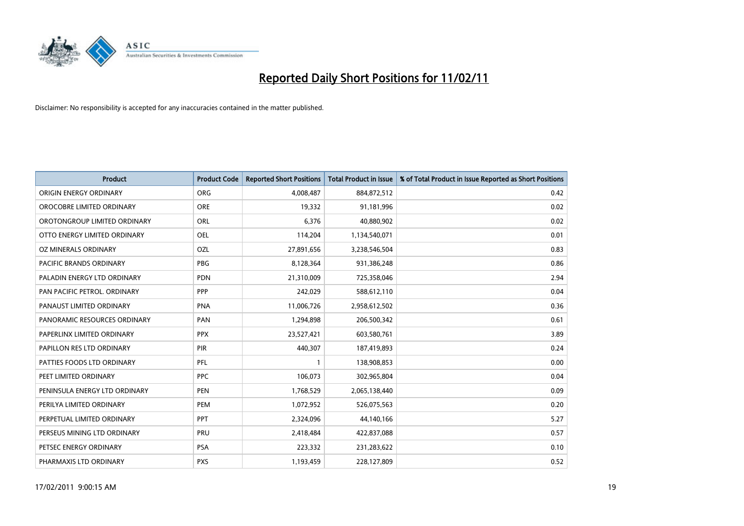# Reported Daily Short Positions for 11/02/11

Disclaimer: No responsibility is accepted for any inaccuracies contained in the matter published.

| Product | Product Code | Reported Short Positions | Total Product in Issue | % of Total Product in Issue Reported as Short Positions |
| --- | --- | --- | --- | --- |
| ORIGIN ENERGY ORDINARY | ORG | 4,008,487 | 884,872,512 | 0.42 |
| OROCOBRE LIMITED ORDINARY | ORE | 19,332 | 91,181,996 | 0.02 |
| OROTONGROUP LIMITED ORDINARY | ORL | 6,376 | 40,880,902 | 0.02 |
| OTTO ENERGY LIMITED ORDINARY | OEL | 114,204 | 1,134,540,071 | 0.01 |
| OZ MINERALS ORDINARY | OZL | 27,891,656 | 3,238,546,504 | 0.83 |
| PACIFIC BRANDS ORDINARY | PBG | 8,128,364 | 931,386,248 | 0.86 |
| PALADIN ENERGY LTD ORDINARY | PDN | 21,310,009 | 725,358,046 | 2.94 |
| PAN PACIFIC PETROL. ORDINARY | PPP | 242,029 | 588,612,110 | 0.04 |
| PANAUST LIMITED ORDINARY | PNA | 11,006,726 | 2,958,612,502 | 0.36 |
| PANORAMIC RESOURCES ORDINARY | PAN | 1,294,898 | 206,500,342 | 0.61 |
| PAPERLINX LIMITED ORDINARY | PPX | 23,527,421 | 603,580,761 | 3.89 |
| PAPILLON RES LTD ORDINARY | PIR | 440,307 | 187,419,893 | 0.24 |
| PATTIES FOODS LTD ORDINARY | PFL | 1 | 138,908,853 | 0.00 |
| PEET LIMITED ORDINARY | PPC | 106,073 | 302,965,804 | 0.04 |
| PENINSULA ENERGY LTD ORDINARY | PEN | 1,768,529 | 2,065,138,440 | 0.09 |
| PERILYA LIMITED ORDINARY | PEM | 1,072,952 | 526,075,563 | 0.20 |
| PERPETUAL LIMITED ORDINARY | PPT | 2,324,096 | 44,140,166 | 5.27 |
| PERSEUS MINING LTD ORDINARY | PRU | 2,418,484 | 422,837,088 | 0.57 |
| PETSEC ENERGY ORDINARY | PSA | 223,332 | 231,283,622 | 0.10 |
| PHARMAXIS LTD ORDINARY | PXS | 1,193,459 | 228,127,809 | 0.52 |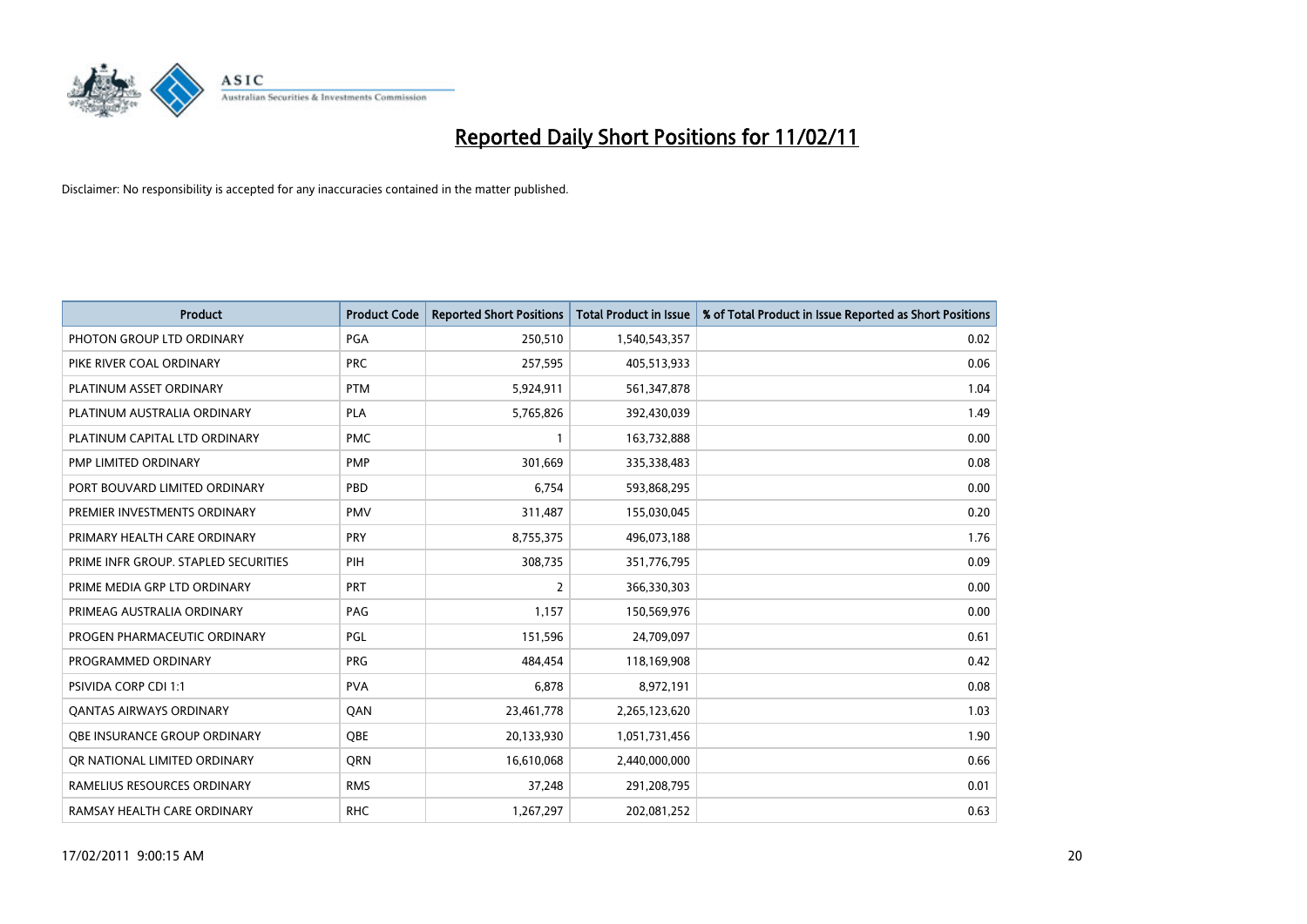# Reported Daily Short Positions for 11/02/11

Disclaimer: No responsibility is accepted for any inaccuracies contained in the matter published.

| Product | Product Code | Reported Short Positions | Total Product in Issue | % of Total Product in Issue Reported as Short Positions |
|---|---|---|---|---|
| PHOTON GROUP LTD ORDINARY | PGA | 250,510 | 1,540,543,357 | 0.02 |
| PIKE RIVER COAL ORDINARY | PRC | 257,595 | 405,513,933 | 0.06 |
| PLATINUM ASSET ORDINARY | PTM | 5,924,911 | 561,347,878 | 1.04 |
| PLATINUM AUSTRALIA ORDINARY | PLA | 5,765,826 | 392,430,039 | 1.49 |
| PLATINUM CAPITAL LTD ORDINARY | PMC | 1 | 163,732,888 | 0.00 |
| PMP LIMITED ORDINARY | PMP | 301,669 | 335,338,483 | 0.08 |
| PORT BOUVARD LIMITED ORDINARY | PBD | 6,754 | 593,868,295 | 0.00 |
| PREMIER INVESTMENTS ORDINARY | PMV | 311,487 | 155,030,045 | 0.20 |
| PRIMARY HEALTH CARE ORDINARY | PRY | 8,755,375 | 496,073,188 | 1.76 |
| PRIME INFR GROUP. STAPLED SECURITIES | PIH | 308,735 | 351,776,795 | 0.09 |
| PRIME MEDIA GRP LTD ORDINARY | PRT | 2 | 366,330,303 | 0.00 |
| PRIMEAG AUSTRALIA ORDINARY | PAG | 1,157 | 150,569,976 | 0.00 |
| PROGEN PHARMACEUTIC ORDINARY | PGL | 151,596 | 24,709,097 | 0.61 |
| PROGRAMMED ORDINARY | PRG | 484,454 | 118,169,908 | 0.42 |
| PSIVIDA CORP CDI 1:1 | PVA | 6,878 | 8,972,191 | 0.08 |
| QANTAS AIRWAYS ORDINARY | QAN | 23,461,778 | 2,265,123,620 | 1.03 |
| QBE INSURANCE GROUP ORDINARY | QBE | 20,133,930 | 1,051,731,456 | 1.90 |
| QR NATIONAL LIMITED ORDINARY | QRN | 16,610,068 | 2,440,000,000 | 0.66 |
| RAMELIUS RESOURCES ORDINARY | RMS | 37,248 | 291,208,795 | 0.01 |
| RAMSAY HEALTH CARE ORDINARY | RHC | 1,267,297 | 202,081,252 | 0.63 |

17/02/2011 9:00:15 AM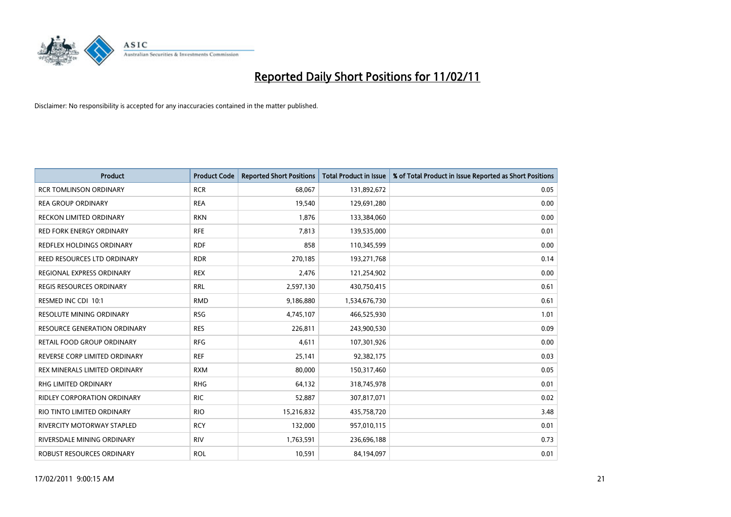# Reported Daily Short Positions for 11/02/11

Disclaimer: No responsibility is accepted for any inaccuracies contained in the matter published.

| Product | Product Code | Reported Short Positions | Total Product in Issue | % of Total Product in Issue Reported as Short Positions |
|---|---|---|---|---|
| RCR TOMLINSON ORDINARY | RCR | 68,067 | 131,892,672 | 0.05 |
| REA GROUP ORDINARY | REA | 19,540 | 129,691,280 | 0.00 |
| RECKON LIMITED ORDINARY | RKN | 1,876 | 133,384,060 | 0.00 |
| RED FORK ENERGY ORDINARY | RFE | 7,813 | 139,535,000 | 0.01 |
| REDFLEX HOLDINGS ORDINARY | RDF | 858 | 110,345,599 | 0.00 |
| REED RESOURCES LTD ORDINARY | RDR | 270,185 | 193,271,768 | 0.14 |
| REGIONAL EXPRESS ORDINARY | REX | 2,476 | 121,254,902 | 0.00 |
| REGIS RESOURCES ORDINARY | RRL | 2,597,130 | 430,750,415 | 0.61 |
| RESMED INC CDI 10:1 | RMD | 9,186,880 | 1,534,676,730 | 0.61 |
| RESOLUTE MINING ORDINARY | RSG | 4,745,107 | 466,525,930 | 1.01 |
| RESOURCE GENERATION ORDINARY | RES | 226,811 | 243,900,530 | 0.09 |
| RETAIL FOOD GROUP ORDINARY | RFG | 4,611 | 107,301,926 | 0.00 |
| REVERSE CORP LIMITED ORDINARY | REF | 25,141 | 92,382,175 | 0.03 |
| REX MINERALS LIMITED ORDINARY | RXM | 80,000 | 150,317,460 | 0.05 |
| RHG LIMITED ORDINARY | RHG | 64,132 | 318,745,978 | 0.01 |
| RIDLEY CORPORATION ORDINARY | RIC | 52,887 | 307,817,071 | 0.02 |
| RIO TINTO LIMITED ORDINARY | RIO | 15,216,832 | 435,758,720 | 3.48 |
| RIVERCITY MOTORWAY STAPLED | RCY | 132,000 | 957,010,115 | 0.01 |
| RIVERSDALE MINING ORDINARY | RIV | 1,763,591 | 236,696,188 | 0.73 |
| ROBUST RESOURCES ORDINARY | ROL | 10,591 | 84,194,097 | 0.01 |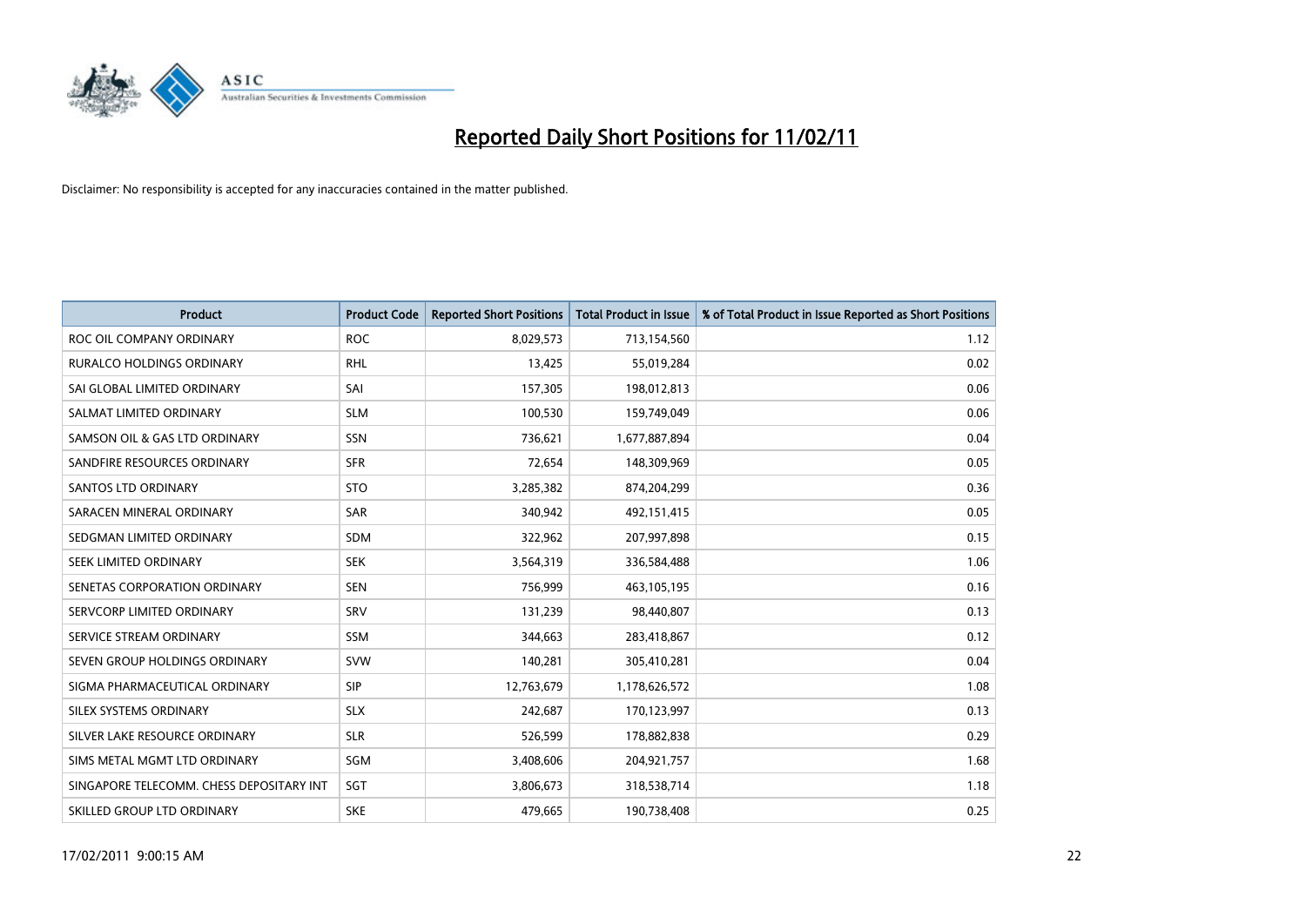# Reported Daily Short Positions for 11/02/11

Disclaimer: No responsibility is accepted for any inaccuracies contained in the matter published.

| Product | Product Code | Reported Short Positions | Total Product in Issue | % of Total Product in Issue Reported as Short Positions |
|---|---|---|---|---|
| ROC OIL COMPANY ORDINARY | ROC | 8,029,573 | 713,154,560 | 1.12 |
| RURALCO HOLDINGS ORDINARY | RHL | 13,425 | 55,019,284 | 0.02 |
| SAI GLOBAL LIMITED ORDINARY | SAI | 157,305 | 198,012,813 | 0.06 |
| SALMAT LIMITED ORDINARY | SLM | 100,530 | 159,749,049 | 0.06 |
| SAMSON OIL & GAS LTD ORDINARY | SSN | 736,621 | 1,677,887,894 | 0.04 |
| SANDFIRE RESOURCES ORDINARY | SFR | 72,654 | 148,309,969 | 0.05 |
| SANTOS LTD ORDINARY | STO | 3,285,382 | 874,204,299 | 0.36 |
| SARACEN MINERAL ORDINARY | SAR | 340,942 | 492,151,415 | 0.05 |
| SEDGMAN LIMITED ORDINARY | SDM | 322,962 | 207,997,898 | 0.15 |
| SEEK LIMITED ORDINARY | SEK | 3,564,319 | 336,584,488 | 1.06 |
| SENETAS CORPORATION ORDINARY | SEN | 756,999 | 463,105,195 | 0.16 |
| SERVCORP LIMITED ORDINARY | SRV | 131,239 | 98,440,807 | 0.13 |
| SERVICE STREAM ORDINARY | SSM | 344,663 | 283,418,867 | 0.12 |
| SEVEN GROUP HOLDINGS ORDINARY | SVW | 140,281 | 305,410,281 | 0.04 |
| SIGMA PHARMACEUTICAL ORDINARY | SIP | 12,763,679 | 1,178,626,572 | 1.08 |
| SILEX SYSTEMS ORDINARY | SLX | 242,687 | 170,123,997 | 0.13 |
| SILVER LAKE RESOURCE ORDINARY | SLR | 526,599 | 178,882,838 | 0.29 |
| SIMS METAL MGMT LTD ORDINARY | SGM | 3,408,606 | 204,921,757 | 1.68 |
| SINGAPORE TELECOMM. CHESS DEPOSITARY INT | SGT | 3,806,673 | 318,538,714 | 1.18 |
| SKILLED GROUP LTD ORDINARY | SKE | 479,665 | 190,738,408 | 0.25 |

17/02/2011 9:00:15 AM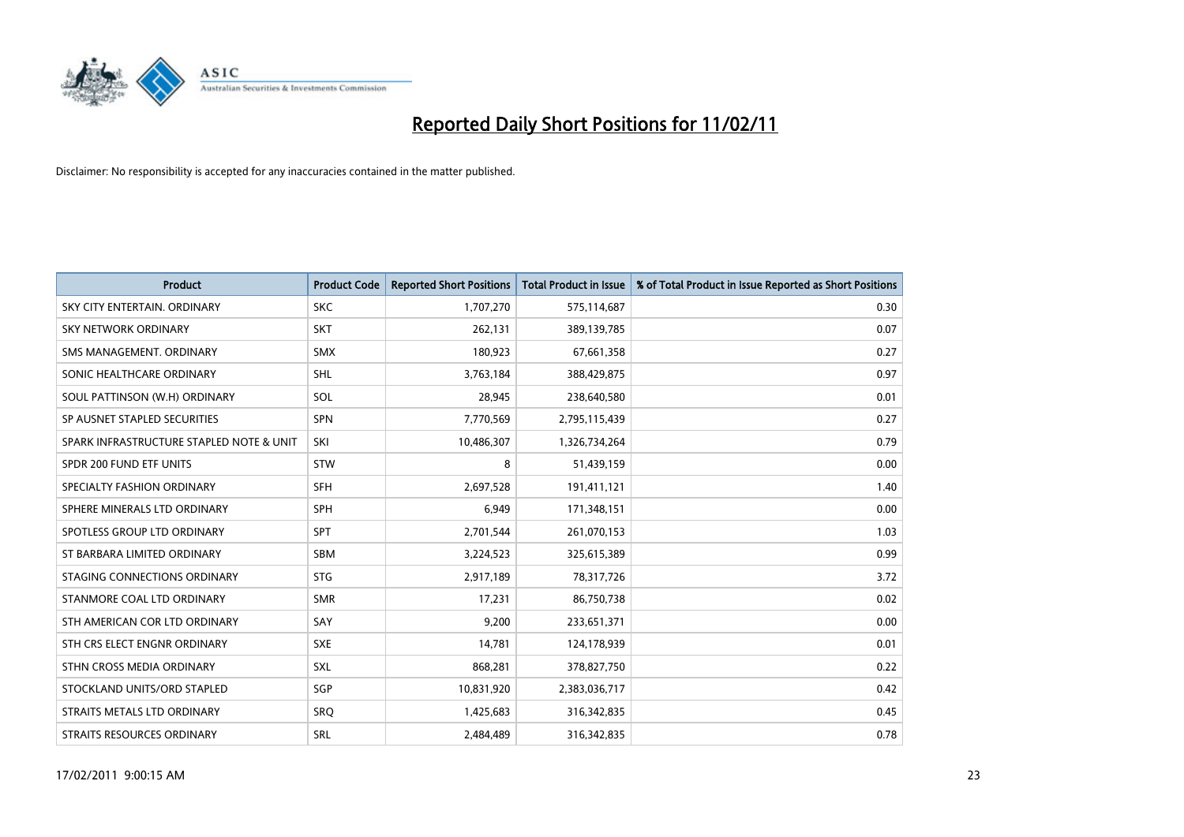# Reported Daily Short Positions for 11/02/11

Disclaimer: No responsibility is accepted for any inaccuracies contained in the matter published.

| Product | Product Code | Reported Short Positions | Total Product in Issue | % of Total Product in Issue Reported as Short Positions |
|---|---|---|---|---|
| SKY CITY ENTERTAIN. ORDINARY | SKC | 1,707,270 | 575,114,687 | 0.30 |
| SKY NETWORK ORDINARY | SKT | 262,131 | 389,139,785 | 0.07 |
| SMS MANAGEMENT. ORDINARY | SMX | 180,923 | 67,661,358 | 0.27 |
| SONIC HEALTHCARE ORDINARY | SHL | 3,763,184 | 388,429,875 | 0.97 |
| SOUL PATTINSON (W.H) ORDINARY | SOL | 28,945 | 238,640,580 | 0.01 |
| SP AUSNET STAPLED SECURITIES | SPN | 7,770,569 | 2,795,115,439 | 0.27 |
| SPARK INFRASTRUCTURE STAPLED NOTE & UNIT | SKI | 10,486,307 | 1,326,734,264 | 0.79 |
| SPDR 200 FUND ETF UNITS | STW | 8 | 51,439,159 | 0.00 |
| SPECIALTY FASHION ORDINARY | SFH | 2,697,528 | 191,411,121 | 1.40 |
| SPHERE MINERALS LTD ORDINARY | SPH | 6,949 | 171,348,151 | 0.00 |
| SPOTLESS GROUP LTD ORDINARY | SPT | 2,701,544 | 261,070,153 | 1.03 |
| ST BARBARA LIMITED ORDINARY | SBM | 3,224,523 | 325,615,389 | 0.99 |
| STAGING CONNECTIONS ORDINARY | STG | 2,917,189 | 78,317,726 | 3.72 |
| STANMORE COAL LTD ORDINARY | SMR | 17,231 | 86,750,738 | 0.02 |
| STH AMERICAN COR LTD ORDINARY | SAY | 9,200 | 233,651,371 | 0.00 |
| STH CRS ELECT ENGNR ORDINARY | SXE | 14,781 | 124,178,939 | 0.01 |
| STHN CROSS MEDIA ORDINARY | SXL | 868,281 | 378,827,750 | 0.22 |
| STOCKLAND UNITS/ORD STAPLED | SGP | 10,831,920 | 2,383,036,717 | 0.42 |
| STRAITS METALS LTD ORDINARY | SRQ | 1,425,683 | 316,342,835 | 0.45 |
| STRAITS RESOURCES ORDINARY | SRL | 2,484,489 | 316,342,835 | 0.78 |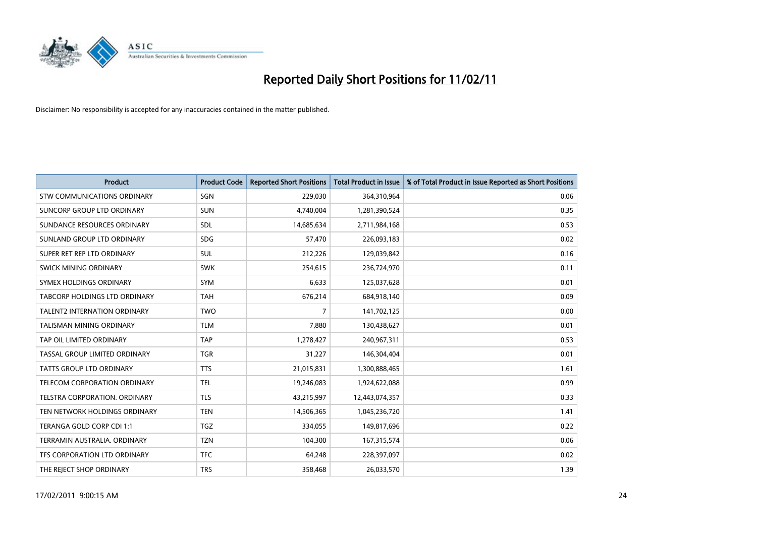# Reported Daily Short Positions for 11/02/11

Disclaimer: No responsibility is accepted for any inaccuracies contained in the matter published.

| Product | Product Code | Reported Short Positions | Total Product in Issue | % of Total Product in Issue Reported as Short Positions |
| --- | --- | --- | --- | --- |
| STW COMMUNICATIONS ORDINARY | SGN | 229,030 | 364,310,964 | 0.06 |
| SUNCORP GROUP LTD ORDINARY | SUN | 4,740,004 | 1,281,390,524 | 0.35 |
| SUNDANCE RESOURCES ORDINARY | SDL | 14,685,634 | 2,711,984,168 | 0.53 |
| SUNLAND GROUP LTD ORDINARY | SDG | 57,470 | 226,093,183 | 0.02 |
| SUPER RET REP LTD ORDINARY | SUL | 212,226 | 129,039,842 | 0.16 |
| SWICK MINING ORDINARY | SWK | 254,615 | 236,724,970 | 0.11 |
| SYMEX HOLDINGS ORDINARY | SYM | 6,633 | 125,037,628 | 0.01 |
| TABCORP HOLDINGS LTD ORDINARY | TAH | 676,214 | 684,918,140 | 0.09 |
| TALENT2 INTERNATION ORDINARY | TWO | 7 | 141,702,125 | 0.00 |
| TALISMAN MINING ORDINARY | TLM | 7,880 | 130,438,627 | 0.01 |
| TAP OIL LIMITED ORDINARY | TAP | 1,278,427 | 240,967,311 | 0.53 |
| TASSAL GROUP LIMITED ORDINARY | TGR | 31,227 | 146,304,404 | 0.01 |
| TATTS GROUP LTD ORDINARY | TTS | 21,015,831 | 1,300,888,465 | 1.61 |
| TELECOM CORPORATION ORDINARY | TEL | 19,246,083 | 1,924,622,088 | 0.99 |
| TELSTRA CORPORATION. ORDINARY | TLS | 43,215,997 | 12,443,074,357 | 0.33 |
| TEN NETWORK HOLDINGS ORDINARY | TEN | 14,506,365 | 1,045,236,720 | 1.41 |
| TERANGA GOLD CORP CDI 1:1 | TGZ | 334,055 | 149,817,696 | 0.22 |
| TERRAMIN AUSTRALIA. ORDINARY | TZN | 104,300 | 167,315,574 | 0.06 |
| TFS CORPORATION LTD ORDINARY | TFC | 64,248 | 228,397,097 | 0.02 |
| THE REJECT SHOP ORDINARY | TRS | 358,468 | 26,033,570 | 1.39 |

17/02/2011 9:00:15 AM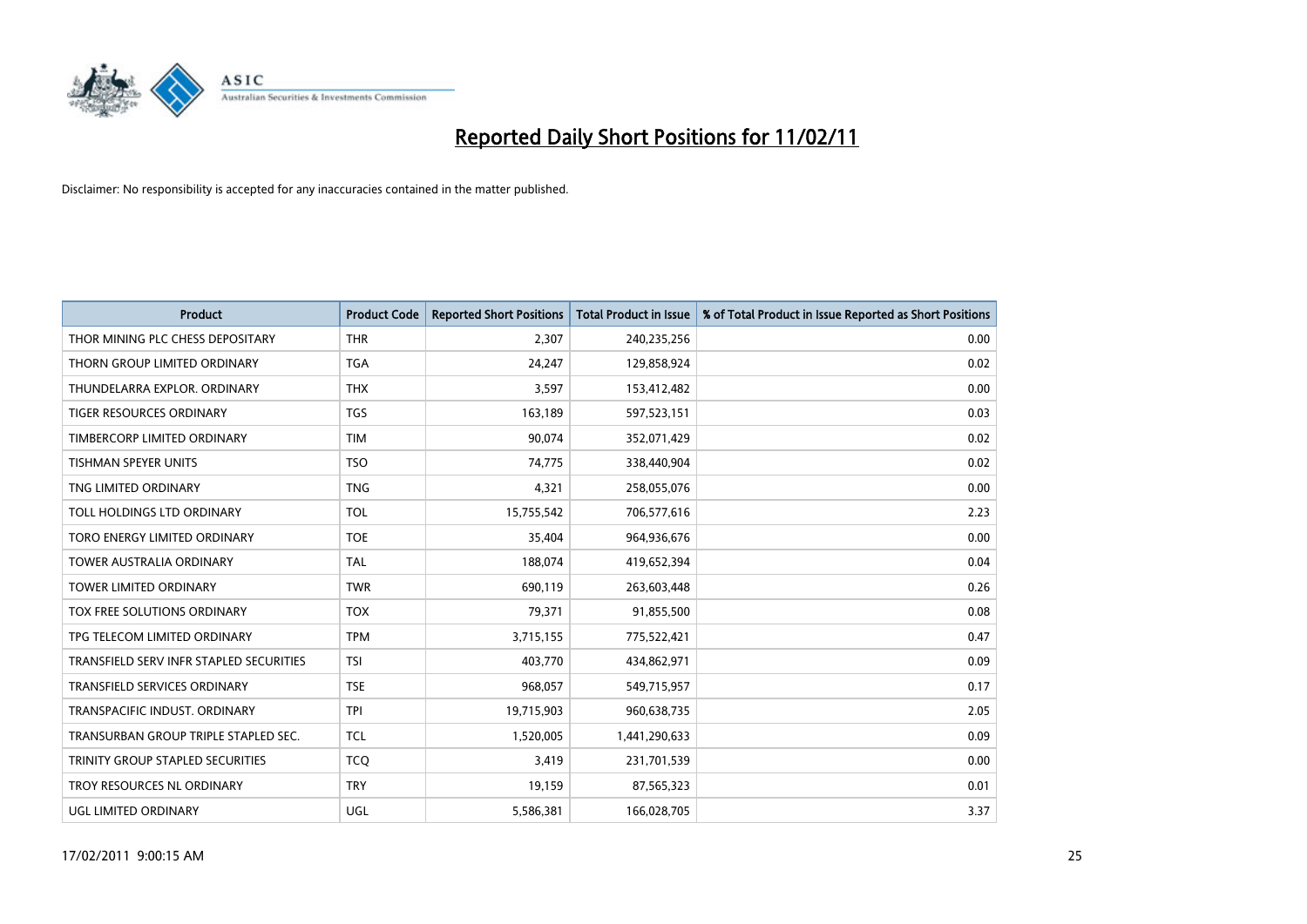# Reported Daily Short Positions for 11/02/11

Disclaimer: No responsibility is accepted for any inaccuracies contained in the matter published.

| Product | Product Code | Reported Short Positions | Total Product in Issue | % of Total Product in Issue Reported as Short Positions |
|---|---|---|---|---|
| THOR MINING PLC CHESS DEPOSITARY | THR | 2,307 | 240,235,256 | 0.00 |
| THORN GROUP LIMITED ORDINARY | TGA | 24,247 | 129,858,924 | 0.02 |
| THUNDELARRA EXPLOR. ORDINARY | THX | 3,597 | 153,412,482 | 0.00 |
| TIGER RESOURCES ORDINARY | TGS | 163,189 | 597,523,151 | 0.03 |
| TIMBERCORP LIMITED ORDINARY | TIM | 90,074 | 352,071,429 | 0.02 |
| TISHMAN SPEYER UNITS | TSO | 74,775 | 338,440,904 | 0.02 |
| TNG LIMITED ORDINARY | TNG | 4,321 | 258,055,076 | 0.00 |
| TOLL HOLDINGS LTD ORDINARY | TOL | 15,755,542 | 706,577,616 | 2.23 |
| TORO ENERGY LIMITED ORDINARY | TOE | 35,404 | 964,936,676 | 0.00 |
| TOWER AUSTRALIA ORDINARY | TAL | 188,074 | 419,652,394 | 0.04 |
| TOWER LIMITED ORDINARY | TWR | 690,119 | 263,603,448 | 0.26 |
| TOX FREE SOLUTIONS ORDINARY | TOX | 79,371 | 91,855,500 | 0.08 |
| TPG TELECOM LIMITED ORDINARY | TPM | 3,715,155 | 775,522,421 | 0.47 |
| TRANSFIELD SERV INFR STAPLED SECURITIES | TSI | 403,770 | 434,862,971 | 0.09 |
| TRANSFIELD SERVICES ORDINARY | TSE | 968,057 | 549,715,957 | 0.17 |
| TRANSPACIFIC INDUST. ORDINARY | TPI | 19,715,903 | 960,638,735 | 2.05 |
| TRANSURBAN GROUP TRIPLE STAPLED SEC. | TCL | 1,520,005 | 1,441,290,633 | 0.09 |
| TRINITY GROUP STAPLED SECURITIES | TCQ | 3,419 | 231,701,539 | 0.00 |
| TROY RESOURCES NL ORDINARY | TRY | 19,159 | 87,565,323 | 0.01 |
| UGL LIMITED ORDINARY | UGL | 5,586,381 | 166,028,705 | 3.37 |

17/02/2011 9:00:15 AM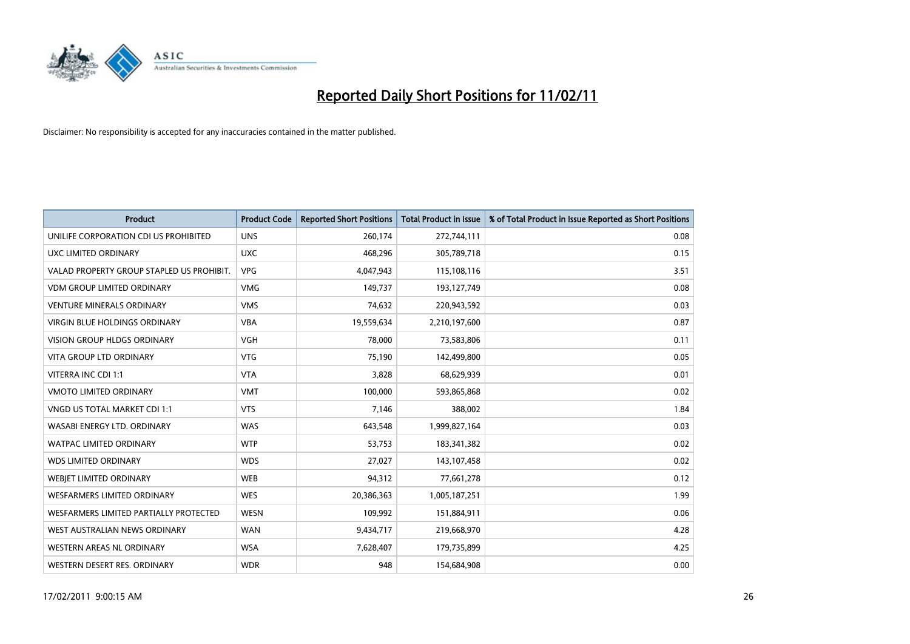# Reported Daily Short Positions for 11/02/11

Disclaimer: No responsibility is accepted for any inaccuracies contained in the matter published.

| Product | Product Code | Reported Short Positions | Total Product in Issue | % of Total Product in Issue Reported as Short Positions |
|---|---|---|---|---|
| UNILIFE CORPORATION CDI US PROHIBITED | UNS | 260,174 | 272,744,111 | 0.08 |
| UXC LIMITED ORDINARY | UXC | 468,296 | 305,789,718 | 0.15 |
| VALAD PROPERTY GROUP STAPLED US PROHIBIT. | VPG | 4,047,943 | 115,108,116 | 3.51 |
| VDM GROUP LIMITED ORDINARY | VMG | 149,737 | 193,127,749 | 0.08 |
| VENTURE MINERALS ORDINARY | VMS | 74,632 | 220,943,592 | 0.03 |
| VIRGIN BLUE HOLDINGS ORDINARY | VBA | 19,559,634 | 2,210,197,600 | 0.87 |
| VISION GROUP HLDGS ORDINARY | VGH | 78,000 | 73,583,806 | 0.11 |
| VITA GROUP LTD ORDINARY | VTG | 75,190 | 142,499,800 | 0.05 |
| VITERRA INC CDI 1:1 | VTA | 3,828 | 68,629,939 | 0.01 |
| VMOTO LIMITED ORDINARY | VMT | 100,000 | 593,865,868 | 0.02 |
| VNGD US TOTAL MARKET CDI 1:1 | VTS | 7,146 | 388,002 | 1.84 |
| WASABI ENERGY LTD. ORDINARY | WAS | 643,548 | 1,999,827,164 | 0.03 |
| WATPAC LIMITED ORDINARY | WTP | 53,753 | 183,341,382 | 0.02 |
| WDS LIMITED ORDINARY | WDS | 27,027 | 143,107,458 | 0.02 |
| WEBJET LIMITED ORDINARY | WEB | 94,312 | 77,661,278 | 0.12 |
| WESFARMERS LIMITED ORDINARY | WES | 20,386,363 | 1,005,187,251 | 1.99 |
| WESFARMERS LIMITED PARTIALLY PROTECTED | WESN | 109,992 | 151,884,911 | 0.06 |
| WEST AUSTRALIAN NEWS ORDINARY | WAN | 9,434,717 | 219,668,970 | 4.28 |
| WESTERN AREAS NL ORDINARY | WSA | 7,628,407 | 179,735,899 | 4.25 |
| WESTERN DESERT RES. ORDINARY | WDR | 948 | 154,684,908 | 0.00 |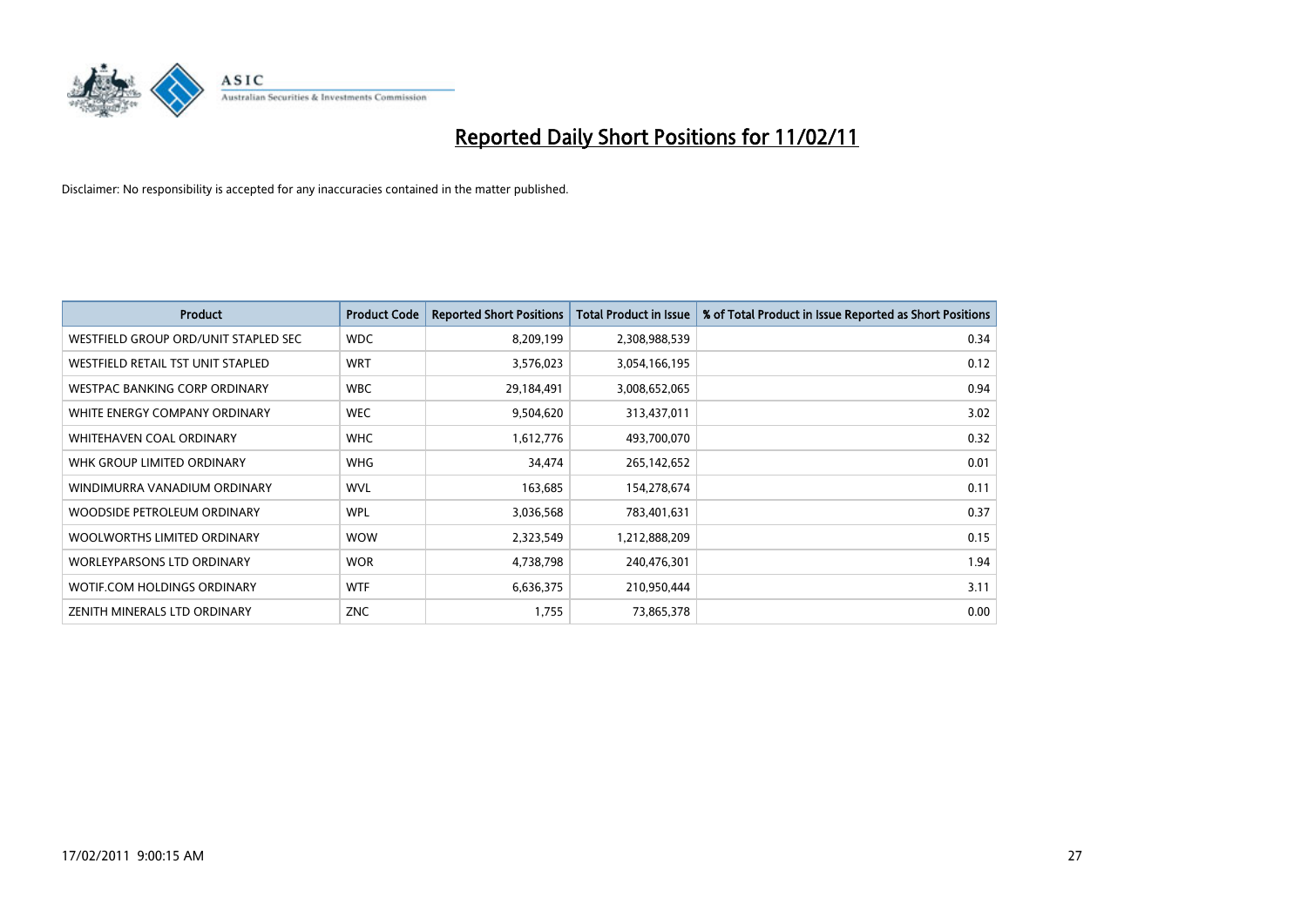# Reported Daily Short Positions for 11/02/11

Disclaimer: No responsibility is accepted for any inaccuracies contained in the matter published.

| Product | Product Code | Reported Short Positions | Total Product in Issue | % of Total Product in Issue Reported as Short Positions |
|---|---|---|---|---|
| WESTFIELD GROUP ORD/UNIT STAPLED SEC | WDC | 8,209,199 | 2,308,988,539 | 0.34 |
| WESTFIELD RETAIL TST UNIT STAPLED | WRT | 3,576,023 | 3,054,166,195 | 0.12 |
| WESTPAC BANKING CORP ORDINARY | WBC | 29,184,491 | 3,008,652,065 | 0.94 |
| WHITE ENERGY COMPANY ORDINARY | WEC | 9,504,620 | 313,437,011 | 3.02 |
| WHITEHAVEN COAL ORDINARY | WHC | 1,612,776 | 493,700,070 | 0.32 |
| WHK GROUP LIMITED ORDINARY | WHG | 34,474 | 265,142,652 | 0.01 |
| WINDIMURRA VANADIUM ORDINARY | WVL | 163,685 | 154,278,674 | 0.11 |
| WOODSIDE PETROLEUM ORDINARY | WPL | 3,036,568 | 783,401,631 | 0.37 |
| WOOLWORTHS LIMITED ORDINARY | WOW | 2,323,549 | 1,212,888,209 | 0.15 |
| WORLEYPARSONS LTD ORDINARY | WOR | 4,738,798 | 240,476,301 | 1.94 |
| WOTIF.COM HOLDINGS ORDINARY | WTF | 6,636,375 | 210,950,444 | 3.11 |
| ZENITH MINERALS LTD ORDINARY | ZNC | 1,755 | 73,865,378 | 0.00 |

17/02/2011 9:00:15 AM